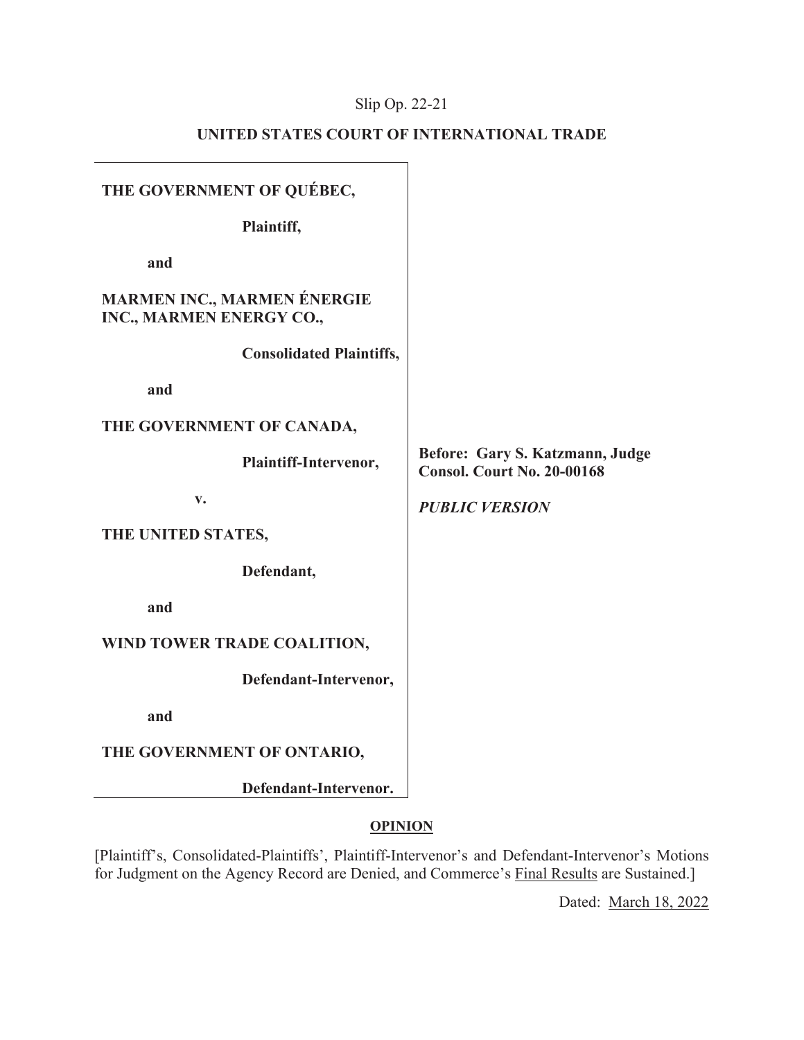Slip Op. 22-21

**UNITED STATES COURT OF INTERNATIONAL TRADE**

**THE GOVERNMENT OF QUÉBEC,**

**Plaintiff,**

**and**

**MARMEN INC., MARMEN ÉNERGIE INC., MARMEN ENERGY CO.,**

**Consolidated Plaintiffs,**

**and**

**THE GOVERNMENT OF CANADA,**

**Plaintiff-Intervenor,**

**v.**

**THE UNITED STATES,**

**Defendant,**

**and**

**WIND TOWER TRADE COALITION,**

**Defendant-Intervenor,**

**and**

**THE GOVERNMENT OF ONTARIO,**

**Defendant-Intervenor.**

**Before: Gary S. Katzmann, Judge**
**Consol. Court No. 20-00168**

***PUBLIC VERSION***

**OPINION**

[Plaintiff's, Consolidated-Plaintiffs', Plaintiff-Intervenor's and Defendant-Intervenor's Motions for Judgment on the Agency Record are Denied, and Commerce's Final Results are Sustained.]

Dated: March 18, 2022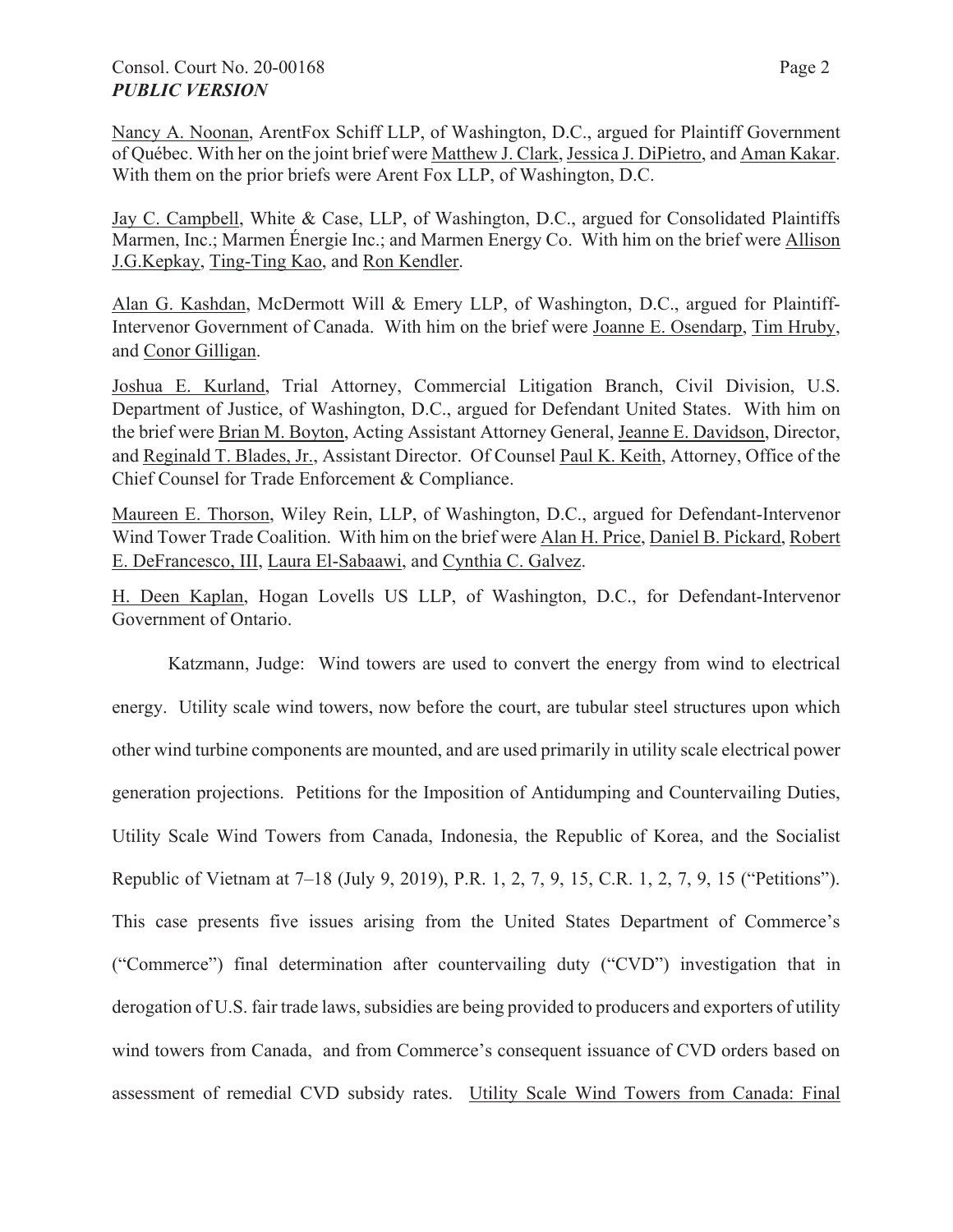Nancy A. Noonan, ArentFox Schiff LLP, of Washington, D.C., argued for Plaintiff Government of Québec. With her on the joint brief were Matthew J. Clark, Jessica J. DiPietro, and Aman Kakar. With them on the prior briefs were Arent Fox LLP, of Washington, D.C.

Jay C. Campbell, White & Case, LLP, of Washington, D.C., argued for Consolidated Plaintiffs Marmen, Inc.; Marmen Énergie Inc.; and Marmen Energy Co. With him on the brief were Allison J.G.Kepkay, Ting-Ting Kao, and Ron Kendler.

Alan G. Kashdan, McDermott Will & Emery LLP, of Washington, D.C., argued for Plaintiff-Intervenor Government of Canada. With him on the brief were Joanne E. Osendarp, Tim Hruby, and Conor Gilligan.

Joshua E. Kurland, Trial Attorney, Commercial Litigation Branch, Civil Division, U.S. Department of Justice, of Washington, D.C., argued for Defendant United States. With him on the brief were Brian M. Boyton, Acting Assistant Attorney General, Jeanne E. Davidson, Director, and Reginald T. Blades, Jr., Assistant Director. Of Counsel Paul K. Keith, Attorney, Office of the Chief Counsel for Trade Enforcement & Compliance.

Maureen E. Thorson, Wiley Rein, LLP, of Washington, D.C., argued for Defendant-Intervenor Wind Tower Trade Coalition. With him on the brief were Alan H. Price, Daniel B. Pickard, Robert E. DeFrancesco, III, Laura El-Sabaawi, and Cynthia C. Galvez.

H. Deen Kaplan, Hogan Lovells US LLP, of Washington, D.C., for Defendant-Intervenor Government of Ontario.

Katzmann, Judge: Wind towers are used to convert the energy from wind to electrical energy. Utility scale wind towers, now before the court, are tubular steel structures upon which other wind turbine components are mounted, and are used primarily in utility scale electrical power generation projections. Petitions for the Imposition of Antidumping and Countervailing Duties, Utility Scale Wind Towers from Canada, Indonesia, the Republic of Korea, and the Socialist Republic of Vietnam at 7–18 (July 9, 2019), P.R. 1, 2, 7, 9, 15, C.R. 1, 2, 7, 9, 15 ("Petitions"). This case presents five issues arising from the United States Department of Commerce's ("Commerce") final determination after countervailing duty ("CVD") investigation that in derogation of U.S. fair trade laws, subsidies are being provided to producers and exporters of utility wind towers from Canada, and from Commerce's consequent issuance of CVD orders based on assessment of remedial CVD subsidy rates. Utility Scale Wind Towers from Canada: Final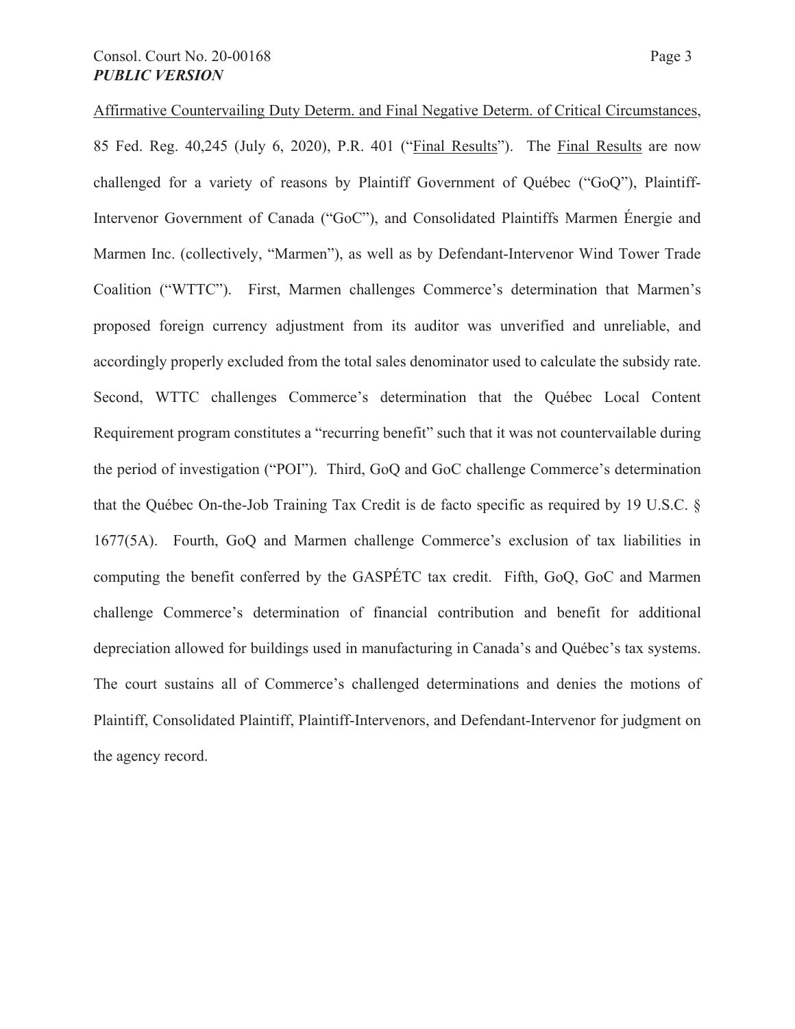Affirmative Countervailing Duty Determ. and Final Negative Determ. of Critical Circumstances, 85 Fed. Reg. 40,245 (July 6, 2020), P.R. 401 ("Final Results"). The Final Results are now challenged for a variety of reasons by Plaintiff Government of Québec ("GoQ"), Plaintiff-Intervenor Government of Canada ("GoC"), and Consolidated Plaintiffs Marmen Énergie and Marmen Inc. (collectively, "Marmen"), as well as by Defendant-Intervenor Wind Tower Trade Coalition ("WTTC"). First, Marmen challenges Commerce's determination that Marmen's proposed foreign currency adjustment from its auditor was unverified and unreliable, and accordingly properly excluded from the total sales denominator used to calculate the subsidy rate. Second, WTTC challenges Commerce's determination that the Québec Local Content Requirement program constitutes a "recurring benefit" such that it was not countervailable during the period of investigation ("POI"). Third, GoQ and GoC challenge Commerce's determination that the Québec On-the-Job Training Tax Credit is de facto specific as required by 19 U.S.C. § 1677(5A). Fourth, GoQ and Marmen challenge Commerce's exclusion of tax liabilities in computing the benefit conferred by the GASPÉTC tax credit. Fifth, GoQ, GoC and Marmen challenge Commerce's determination of financial contribution and benefit for additional depreciation allowed for buildings used in manufacturing in Canada's and Québec's tax systems. The court sustains all of Commerce's challenged determinations and denies the motions of Plaintiff, Consolidated Plaintiff, Plaintiff-Intervenors, and Defendant-Intervenor for judgment on the agency record.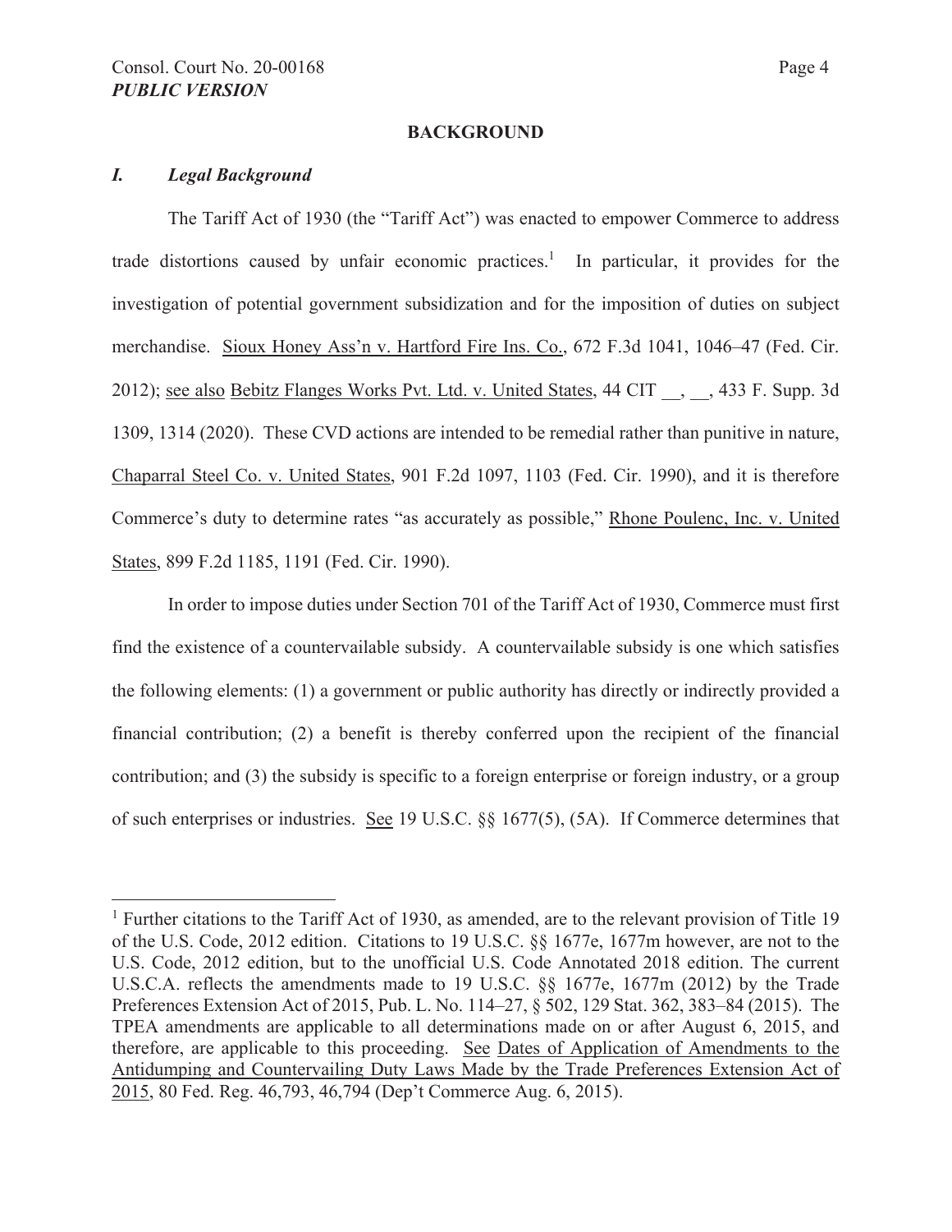**BACKGROUND**

## *I. Legal Background*

The Tariff Act of 1930 (the "Tariff Act") was enacted to empower Commerce to address trade distortions caused by unfair economic practices.[1] In particular, it provides for the investigation of potential government subsidization and for the imposition of duties on subject merchandise. Sioux Honey Ass'n v. Hartford Fire Ins. Co., 672 F.3d 1041, 1046–47 (Fed. Cir. 2012); see also Bebitz Flanges Works Pvt. Ltd. v. United States, 44 CIT \_\_, \_\_, 433 F. Supp. 3d 1309, 1314 (2020). These CVD actions are intended to be remedial rather than punitive in nature, Chaparral Steel Co. v. United States, 901 F.2d 1097, 1103 (Fed. Cir. 1990), and it is therefore Commerce's duty to determine rates "as accurately as possible," Rhone Poulenc, Inc. v. United States, 899 F.2d 1185, 1191 (Fed. Cir. 1990).

In order to impose duties under Section 701 of the Tariff Act of 1930, Commerce must first find the existence of a countervailable subsidy. A countervailable subsidy is one which satisfies the following elements: (1) a government or public authority has directly or indirectly provided a financial contribution; (2) a benefit is thereby conferred upon the recipient of the financial contribution; and (3) the subsidy is specific to a foreign enterprise or foreign industry, or a group of such enterprises or industries. See 19 U.S.C. §§ 1677(5), (5A). If Commerce determines that

[1] Further citations to the Tariff Act of 1930, as amended, are to the relevant provision of Title 19 of the U.S. Code, 2012 edition. Citations to 19 U.S.C. §§ 1677e, 1677m however, are not to the U.S. Code, 2012 edition, but to the unofficial U.S. Code Annotated 2018 edition. The current U.S.C.A. reflects the amendments made to 19 U.S.C. §§ 1677e, 1677m (2012) by the Trade Preferences Extension Act of 2015, Pub. L. No. 114–27, § 502, 129 Stat. 362, 383–84 (2015). The TPEA amendments are applicable to all determinations made on or after August 6, 2015, and therefore, are applicable to this proceeding. See Dates of Application of Amendments to the Antidumping and Countervailing Duty Laws Made by the Trade Preferences Extension Act of 2015, 80 Fed. Reg. 46,793, 46,794 (Dep't Commerce Aug. 6, 2015).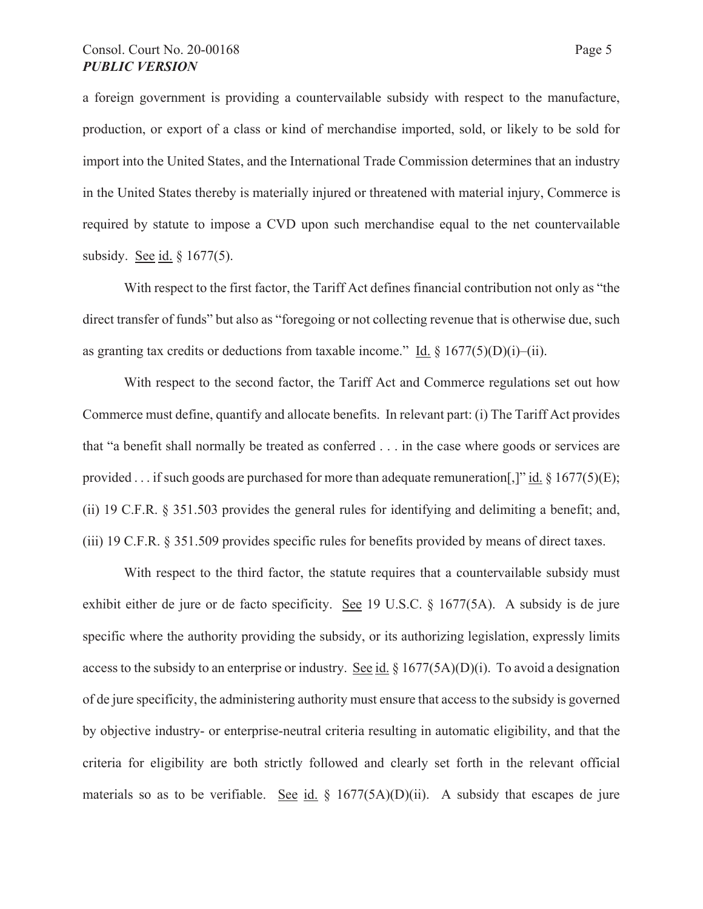a foreign government is providing a countervailable subsidy with respect to the manufacture, production, or export of a class or kind of merchandise imported, sold, or likely to be sold for import into the United States, and the International Trade Commission determines that an industry in the United States thereby is materially injured or threatened with material injury, Commerce is required by statute to impose a CVD upon such merchandise equal to the net countervailable subsidy. See id. § 1677(5).

With respect to the first factor, the Tariff Act defines financial contribution not only as "the direct transfer of funds" but also as "foregoing or not collecting revenue that is otherwise due, such as granting tax credits or deductions from taxable income." Id. § 1677(5)(D)(i)–(ii).

With respect to the second factor, the Tariff Act and Commerce regulations set out how Commerce must define, quantify and allocate benefits. In relevant part: (i) The Tariff Act provides that "a benefit shall normally be treated as conferred . . . in the case where goods or services are provided . . . if such goods are purchased for more than adequate remuneration[,]" id. § 1677(5)(E); (ii) 19 C.F.R. § 351.503 provides the general rules for identifying and delimiting a benefit; and, (iii) 19 C.F.R. § 351.509 provides specific rules for benefits provided by means of direct taxes.

With respect to the third factor, the statute requires that a countervailable subsidy must exhibit either de jure or de facto specificity. See 19 U.S.C. § 1677(5A). A subsidy is de jure specific where the authority providing the subsidy, or its authorizing legislation, expressly limits access to the subsidy to an enterprise or industry. See id. § 1677(5A)(D)(i). To avoid a designation of de jure specificity, the administering authority must ensure that access to the subsidy is governed by objective industry- or enterprise-neutral criteria resulting in automatic eligibility, and that the criteria for eligibility are both strictly followed and clearly set forth in the relevant official materials so as to be verifiable. See id. § 1677(5A)(D)(ii). A subsidy that escapes de jure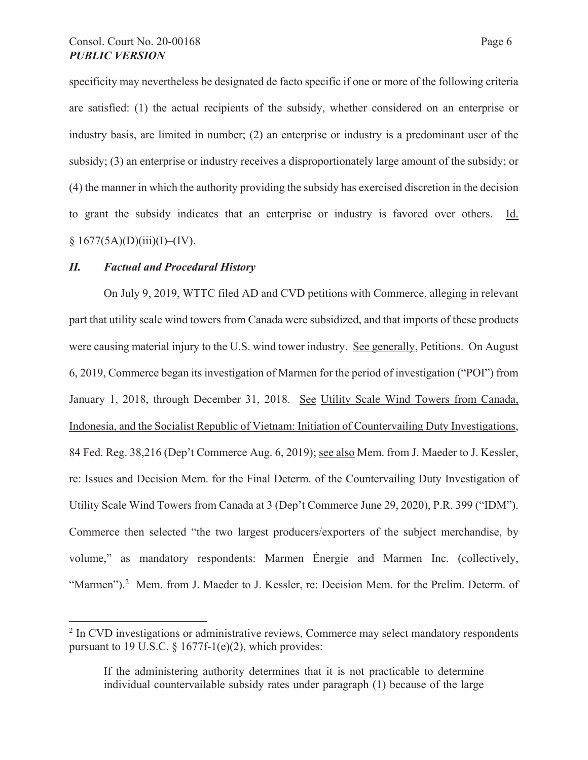specificity may nevertheless be designated de facto specific if one or more of the following criteria are satisfied: (1) the actual recipients of the subsidy, whether considered on an enterprise or industry basis, are limited in number; (2) an enterprise or industry is a predominant user of the subsidy; (3) an enterprise or industry receives a disproportionately large amount of the subsidy; or (4) the manner in which the authority providing the subsidy has exercised discretion in the decision to grant the subsidy indicates that an enterprise or industry is favored over others. Id. § 1677(5A)(D)(iii)(I)–(IV).

## *II. Factual and Procedural History*

On July 9, 2019, WTTC filed AD and CVD petitions with Commerce, alleging in relevant part that utility scale wind towers from Canada were subsidized, and that imports of these products were causing material injury to the U.S. wind tower industry. See generally, Petitions. On August 6, 2019, Commerce began its investigation of Marmen for the period of investigation ("POI") from January 1, 2018, through December 31, 2018. See Utility Scale Wind Towers from Canada, Indonesia, and the Socialist Republic of Vietnam: Initiation of Countervailing Duty Investigations, 84 Fed. Reg. 38,216 (Dep't Commerce Aug. 6, 2019); see also Mem. from J. Maeder to J. Kessler, re: Issues and Decision Mem. for the Final Determ. of the Countervailing Duty Investigation of Utility Scale Wind Towers from Canada at 3 (Dep't Commerce June 29, 2020), P.R. 399 ("IDM"). Commerce then selected "the two largest producers/exporters of the subject merchandise, by volume," as mandatory respondents: Marmen Énergie and Marmen Inc. (collectively, "Marmen").[2] Mem. from J. Maeder to J. Kessler, re: Decision Mem. for the Prelim. Determ. of

---

[2] In CVD investigations or administrative reviews, Commerce may select mandatory respondents pursuant to 19 U.S.C. § 1677f-1(e)(2), which provides:

> If the administering authority determines that it is not practicable to determine individual countervailable subsidy rates under paragraph (1) because of the large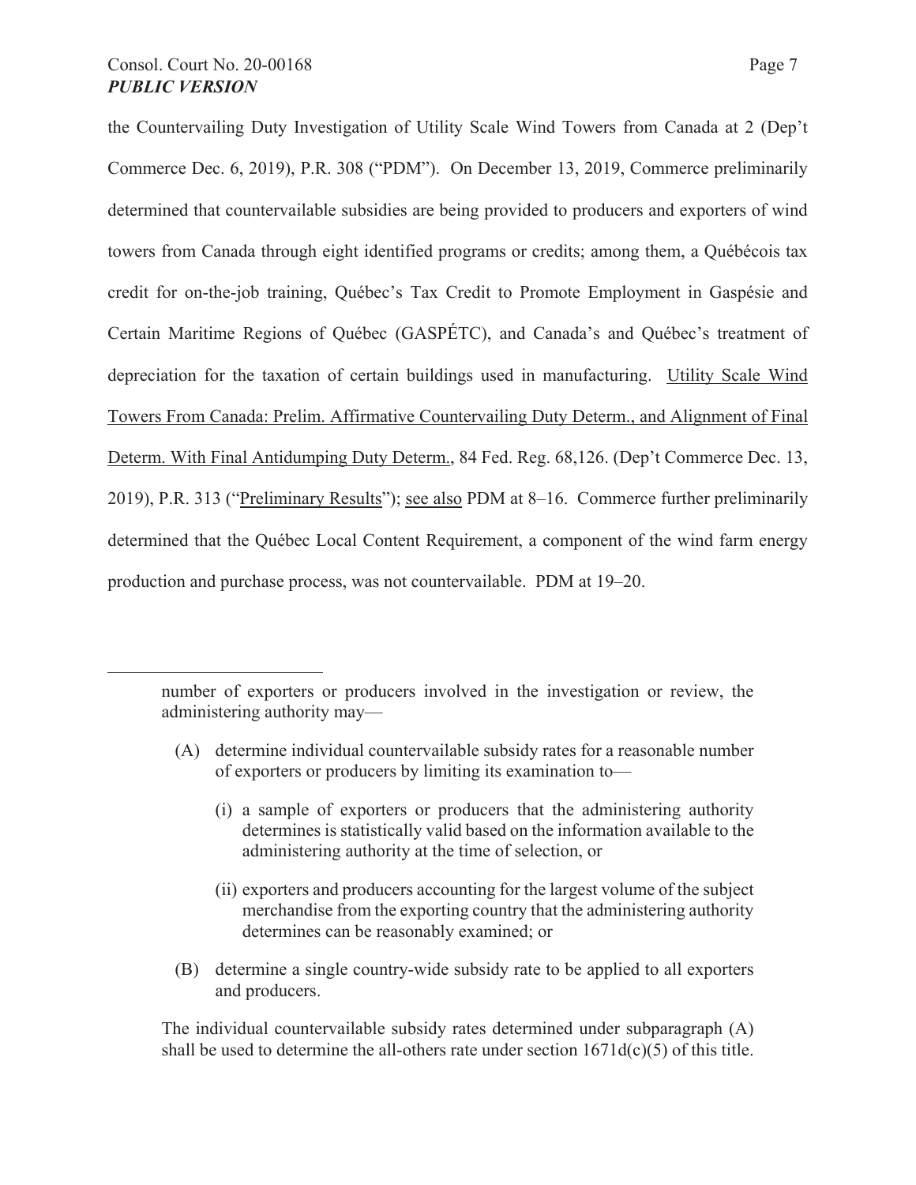the Countervailing Duty Investigation of Utility Scale Wind Towers from Canada at 2 (Dep't Commerce Dec. 6, 2019), P.R. 308 ("PDM"). On December 13, 2019, Commerce preliminarily determined that countervailable subsidies are being provided to producers and exporters of wind towers from Canada through eight identified programs or credits; among them, a Québécois tax credit for on-the-job training, Québec's Tax Credit to Promote Employment in Gaspésie and Certain Maritime Regions of Québec (GASPÉTC), and Canada's and Québec's treatment of depreciation for the taxation of certain buildings used in manufacturing. Utility Scale Wind Towers From Canada: Prelim. Affirmative Countervailing Duty Determ., and Alignment of Final Determ. With Final Antidumping Duty Determ., 84 Fed. Reg. 68,126. (Dep't Commerce Dec. 13, 2019), P.R. 313 ("Preliminary Results"); see also PDM at 8–16. Commerce further preliminarily determined that the Québec Local Content Requirement, a component of the wind farm energy production and purchase process, was not countervailable. PDM at 19–20.

---

number of exporters or producers involved in the investigation or review, the administering authority may—

(A) determine individual countervailable subsidy rates for a reasonable number of exporters or producers by limiting its examination to—

(i) a sample of exporters or producers that the administering authority determines is statistically valid based on the information available to the administering authority at the time of selection, or

(ii) exporters and producers accounting for the largest volume of the subject merchandise from the exporting country that the administering authority determines can be reasonably examined; or

(B) determine a single country-wide subsidy rate to be applied to all exporters and producers.

The individual countervailable subsidy rates determined under subparagraph (A) shall be used to determine the all-others rate under section 1671d(c)(5) of this title.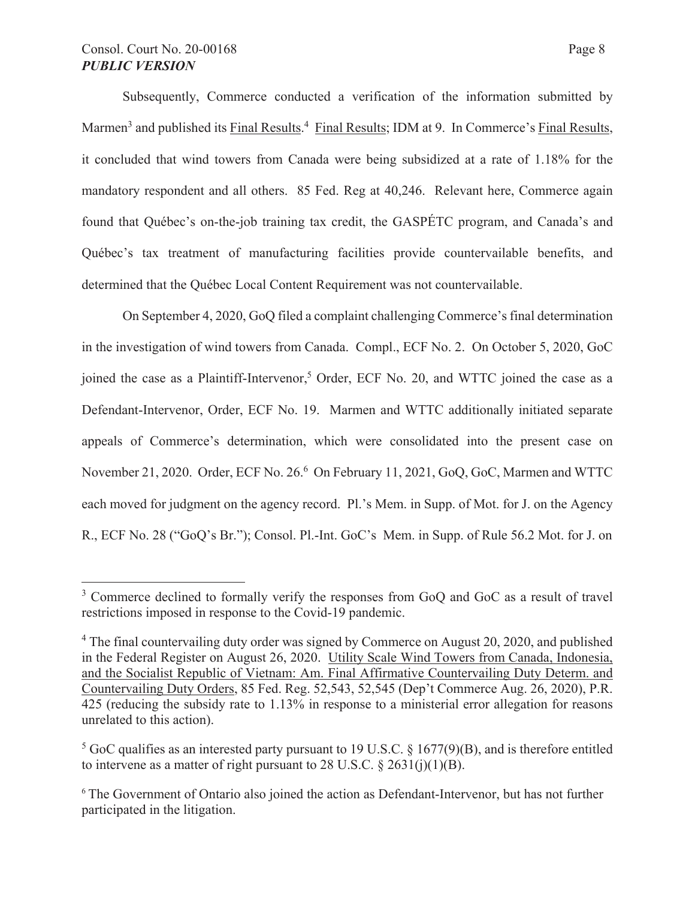Subsequently, Commerce conducted a verification of the information submitted by Marmen[3] and published its Final Results.[4] Final Results; IDM at 9. In Commerce's Final Results, it concluded that wind towers from Canada were being subsidized at a rate of 1.18% for the mandatory respondent and all others. 85 Fed. Reg at 40,246. Relevant here, Commerce again found that Québec's on-the-job training tax credit, the GASPÉTC program, and Canada's and Québec's tax treatment of manufacturing facilities provide countervailable benefits, and determined that the Québec Local Content Requirement was not countervailable.

On September 4, 2020, GoQ filed a complaint challenging Commerce's final determination in the investigation of wind towers from Canada. Compl., ECF No. 2. On October 5, 2020, GoC joined the case as a Plaintiff-Intervenor,[5] Order, ECF No. 20, and WTTC joined the case as a Defendant-Intervenor, Order, ECF No. 19. Marmen and WTTC additionally initiated separate appeals of Commerce's determination, which were consolidated into the present case on November 21, 2020. Order, ECF No. 26.[6] On February 11, 2021, GoQ, GoC, Marmen and WTTC each moved for judgment on the agency record. Pl.'s Mem. in Supp. of Mot. for J. on the Agency R., ECF No. 28 ("GoQ's Br."); Consol. Pl.-Int. GoC's Mem. in Supp. of Rule 56.2 Mot. for J. on

---

[3] Commerce declined to formally verify the responses from GoQ and GoC as a result of travel restrictions imposed in response to the Covid-19 pandemic.

[4] The final countervailing duty order was signed by Commerce on August 20, 2020, and published in the Federal Register on August 26, 2020. Utility Scale Wind Towers from Canada, Indonesia, and the Socialist Republic of Vietnam: Am. Final Affirmative Countervailing Duty Determ. and Countervailing Duty Orders, 85 Fed. Reg. 52,543, 52,545 (Dep't Commerce Aug. 26, 2020), P.R. 425 (reducing the subsidy rate to 1.13% in response to a ministerial error allegation for reasons unrelated to this action).

[5] GoC qualifies as an interested party pursuant to 19 U.S.C. § 1677(9)(B), and is therefore entitled to intervene as a matter of right pursuant to 28 U.S.C. § 2631(j)(1)(B).

[6] The Government of Ontario also joined the action as Defendant-Intervenor, but has not further participated in the litigation.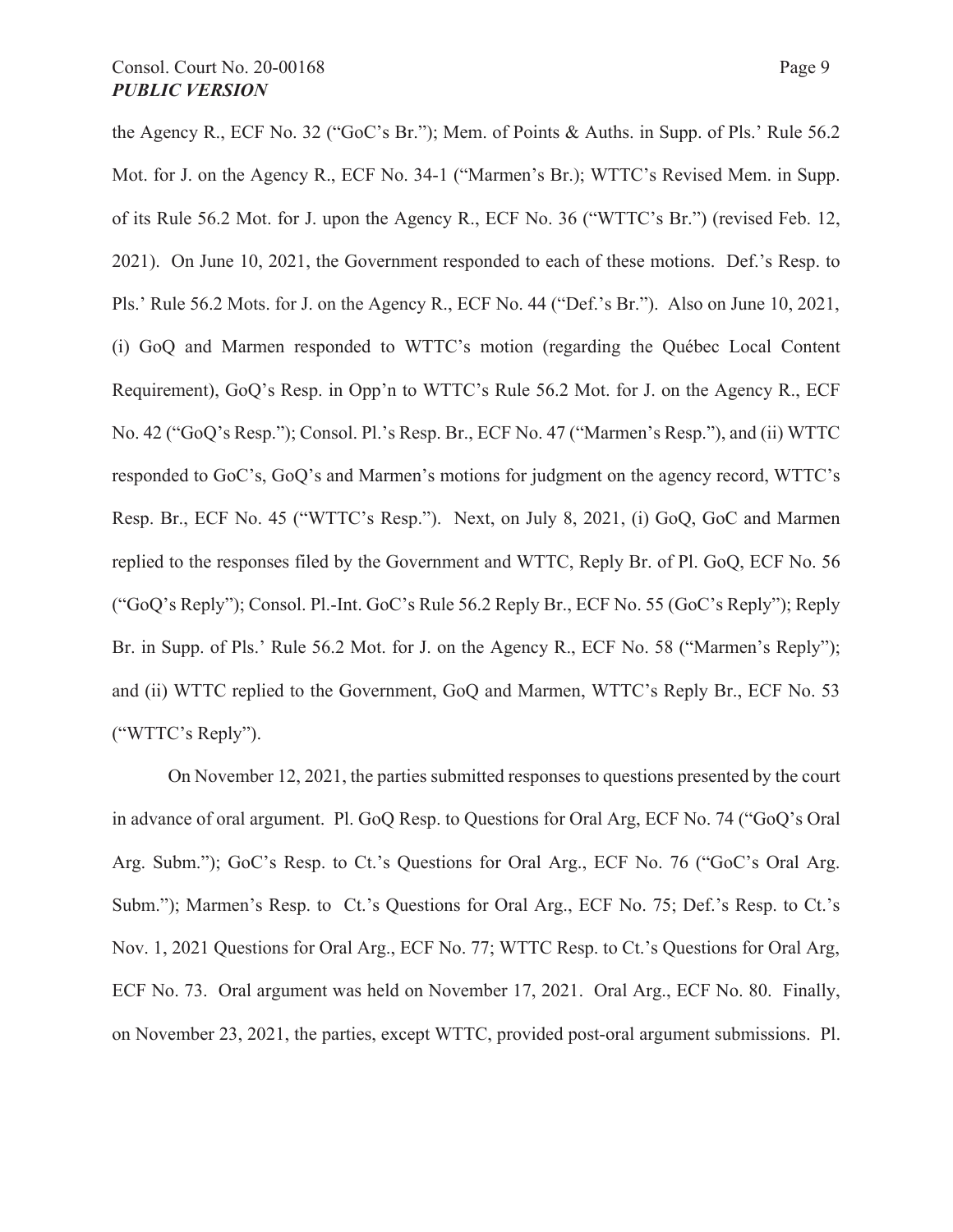the Agency R., ECF No. 32 ("GoC's Br."); Mem. of Points & Auths. in Supp. of Pls.' Rule 56.2 Mot. for J. on the Agency R., ECF No. 34-1 ("Marmen's Br.); WTTC's Revised Mem. in Supp. of its Rule 56.2 Mot. for J. upon the Agency R., ECF No. 36 ("WTTC's Br.") (revised Feb. 12, 2021). On June 10, 2021, the Government responded to each of these motions. Def.'s Resp. to Pls.' Rule 56.2 Mots. for J. on the Agency R., ECF No. 44 ("Def.'s Br."). Also on June 10, 2021, (i) GoQ and Marmen responded to WTTC's motion (regarding the Québec Local Content Requirement), GoQ's Resp. in Opp'n to WTTC's Rule 56.2 Mot. for J. on the Agency R., ECF No. 42 ("GoQ's Resp."); Consol. Pl.'s Resp. Br., ECF No. 47 ("Marmen's Resp."), and (ii) WTTC responded to GoC's, GoQ's and Marmen's motions for judgment on the agency record, WTTC's Resp. Br., ECF No. 45 ("WTTC's Resp."). Next, on July 8, 2021, (i) GoQ, GoC and Marmen replied to the responses filed by the Government and WTTC, Reply Br. of Pl. GoQ, ECF No. 56 ("GoQ's Reply"); Consol. Pl.-Int. GoC's Rule 56.2 Reply Br., ECF No. 55 (GoC's Reply"); Reply Br. in Supp. of Pls.' Rule 56.2 Mot. for J. on the Agency R., ECF No. 58 ("Marmen's Reply"); and (ii) WTTC replied to the Government, GoQ and Marmen, WTTC's Reply Br., ECF No. 53 ("WTTC's Reply").

On November 12, 2021, the parties submitted responses to questions presented by the court in advance of oral argument. Pl. GoQ Resp. to Questions for Oral Arg, ECF No. 74 ("GoQ's Oral Arg. Subm."); GoC's Resp. to Ct.'s Questions for Oral Arg., ECF No. 76 ("GoC's Oral Arg. Subm."); Marmen's Resp. to Ct.'s Questions for Oral Arg., ECF No. 75; Def.'s Resp. to Ct.'s Nov. 1, 2021 Questions for Oral Arg., ECF No. 77; WTTC Resp. to Ct.'s Questions for Oral Arg, ECF No. 73. Oral argument was held on November 17, 2021. Oral Arg., ECF No. 80. Finally, on November 23, 2021, the parties, except WTTC, provided post-oral argument submissions. Pl.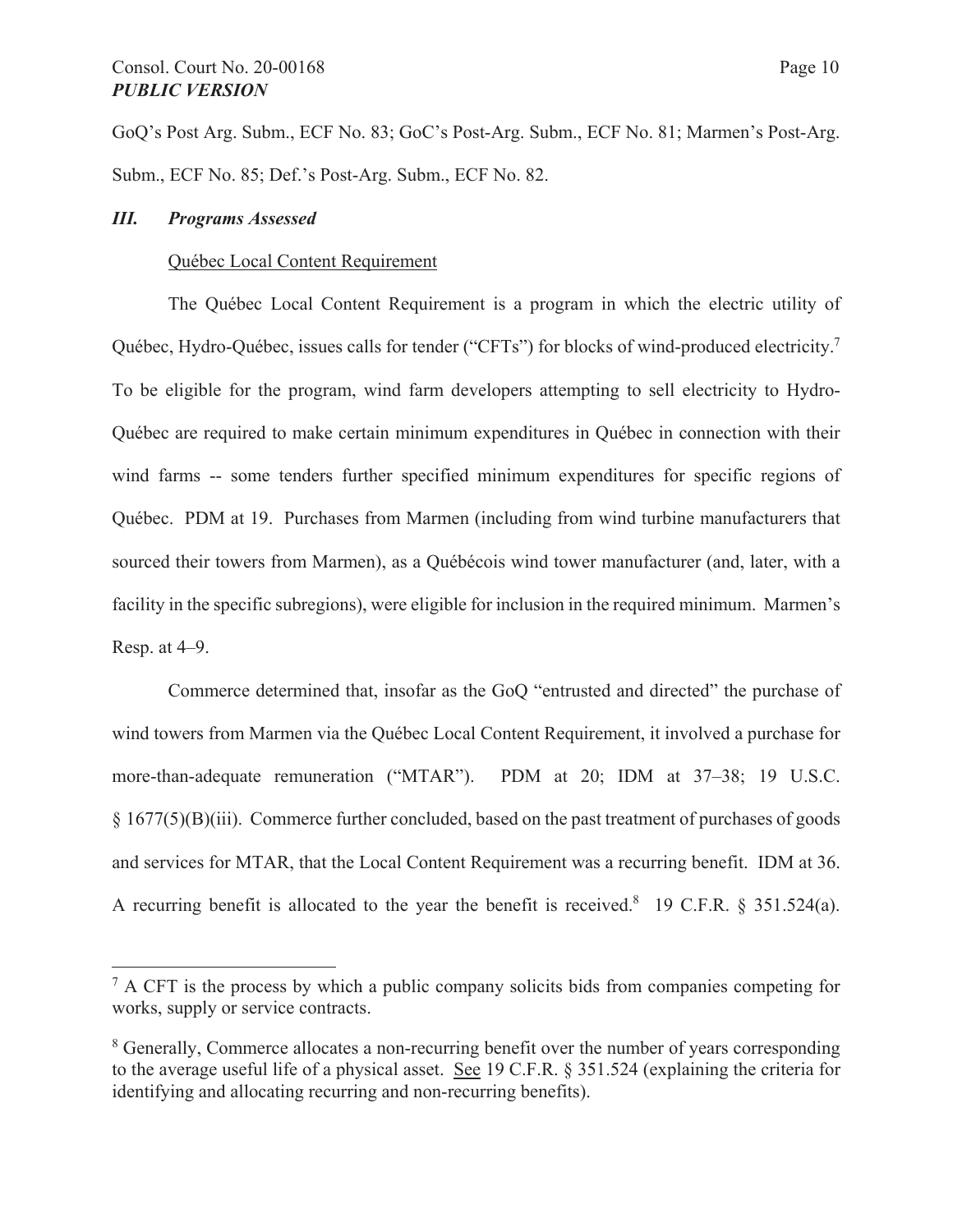GoQ's Post Arg. Subm., ECF No. 83; GoC's Post-Arg. Subm., ECF No. 81; Marmen's Post-Arg. Subm., ECF No. 85; Def.'s Post-Arg. Subm., ECF No. 82.

## *III. Programs Assessed*

Québec Local Content Requirement

The Québec Local Content Requirement is a program in which the electric utility of Québec, Hydro-Québec, issues calls for tender ("CFTs") for blocks of wind-produced electricity.[7] To be eligible for the program, wind farm developers attempting to sell electricity to Hydro-Québec are required to make certain minimum expenditures in Québec in connection with their wind farms -- some tenders further specified minimum expenditures for specific regions of Québec. PDM at 19. Purchases from Marmen (including from wind turbine manufacturers that sourced their towers from Marmen), as a Québécois wind tower manufacturer (and, later, with a facility in the specific subregions), were eligible for inclusion in the required minimum. Marmen's Resp. at 4–9.

Commerce determined that, insofar as the GoQ "entrusted and directed" the purchase of wind towers from Marmen via the Québec Local Content Requirement, it involved a purchase for more-than-adequate remuneration ("MTAR"). PDM at 20; IDM at 37–38; 19 U.S.C. § 1677(5)(B)(iii). Commerce further concluded, based on the past treatment of purchases of goods and services for MTAR, that the Local Content Requirement was a recurring benefit. IDM at 36. A recurring benefit is allocated to the year the benefit is received.[8] 19 C.F.R. § 351.524(a).

---

[7] A CFT is the process by which a public company solicits bids from companies competing for works, supply or service contracts.

[8] Generally, Commerce allocates a non-recurring benefit over the number of years corresponding to the average useful life of a physical asset. See 19 C.F.R. § 351.524 (explaining the criteria for identifying and allocating recurring and non-recurring benefits).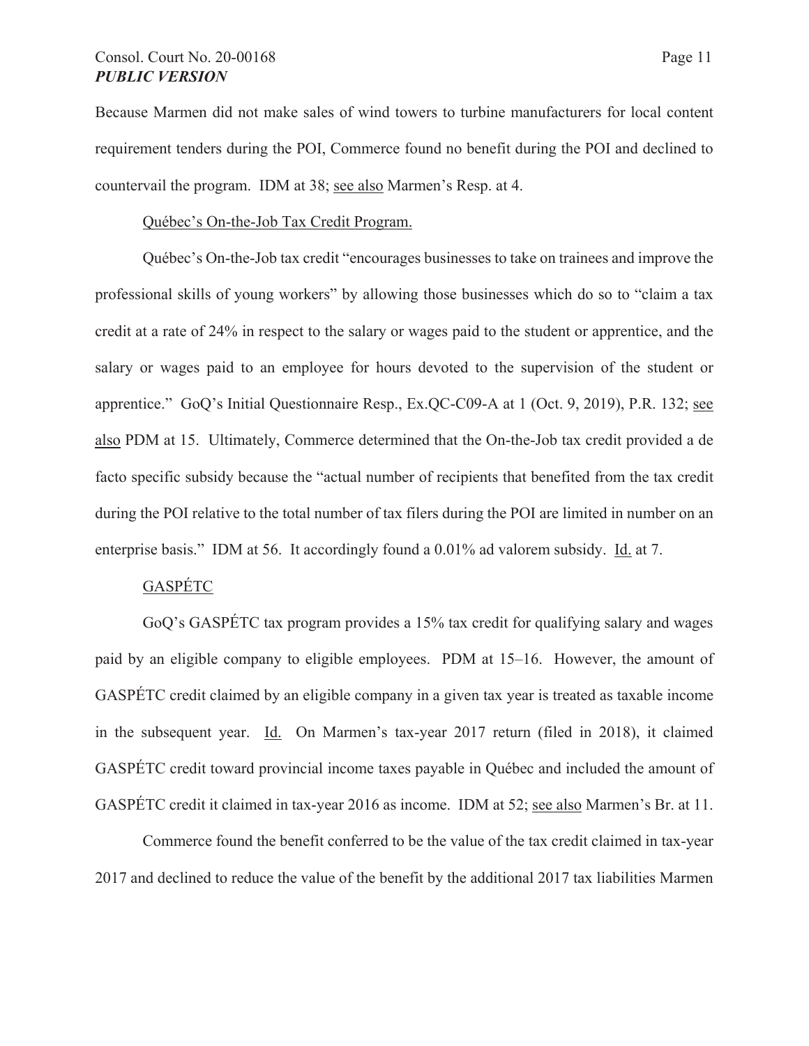Because Marmen did not make sales of wind towers to turbine manufacturers for local content requirement tenders during the POI, Commerce found no benefit during the POI and declined to countervail the program. IDM at 38; see also Marmen's Resp. at 4.

Québec's On-the-Job Tax Credit Program.

Québec's On-the-Job tax credit "encourages businesses to take on trainees and improve the professional skills of young workers" by allowing those businesses which do so to "claim a tax credit at a rate of 24% in respect to the salary or wages paid to the student or apprentice, and the salary or wages paid to an employee for hours devoted to the supervision of the student or apprentice." GoQ's Initial Questionnaire Resp., Ex.QC-C09-A at 1 (Oct. 9, 2019), P.R. 132; see also PDM at 15. Ultimately, Commerce determined that the On-the-Job tax credit provided a de facto specific subsidy because the "actual number of recipients that benefited from the tax credit during the POI relative to the total number of tax filers during the POI are limited in number on an enterprise basis." IDM at 56. It accordingly found a 0.01% ad valorem subsidy. Id. at 7.

GASPÉTC

GoQ's GASPÉTC tax program provides a 15% tax credit for qualifying salary and wages paid by an eligible company to eligible employees. PDM at 15–16. However, the amount of GASPÉTC credit claimed by an eligible company in a given tax year is treated as taxable income in the subsequent year. Id. On Marmen's tax-year 2017 return (filed in 2018), it claimed GASPÉTC credit toward provincial income taxes payable in Québec and included the amount of GASPÉTC credit it claimed in tax-year 2016 as income. IDM at 52; see also Marmen's Br. at 11.

Commerce found the benefit conferred to be the value of the tax credit claimed in tax-year 2017 and declined to reduce the value of the benefit by the additional 2017 tax liabilities Marmen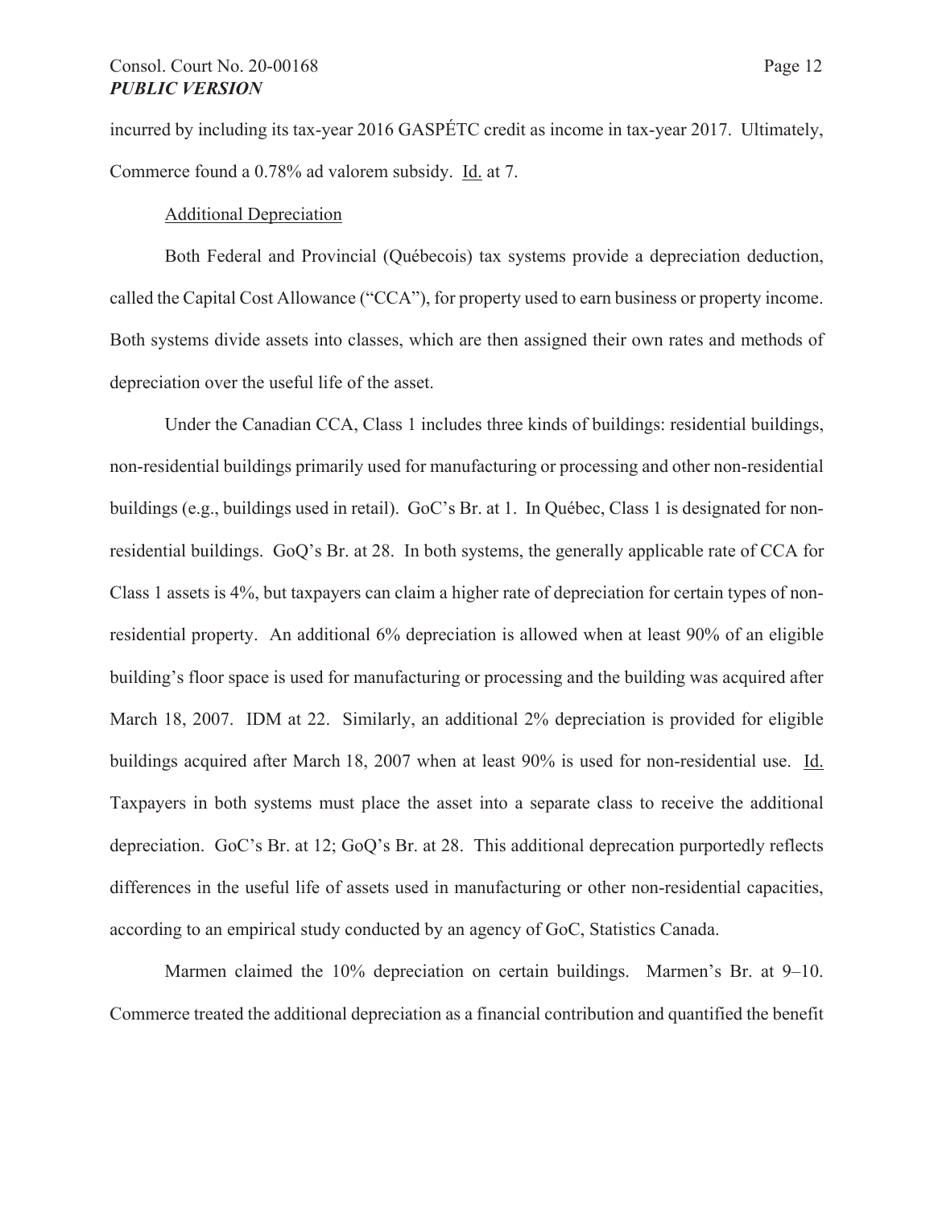incurred by including its tax-year 2016 GASPÉTC credit as income in tax-year 2017. Ultimately, Commerce found a 0.78% ad valorem subsidy. Id. at 7.

Additional Depreciation

Both Federal and Provincial (Québecois) tax systems provide a depreciation deduction, called the Capital Cost Allowance ("CCA"), for property used to earn business or property income. Both systems divide assets into classes, which are then assigned their own rates and methods of depreciation over the useful life of the asset.

Under the Canadian CCA, Class 1 includes three kinds of buildings: residential buildings, non-residential buildings primarily used for manufacturing or processing and other non-residential buildings (e.g., buildings used in retail). GoC's Br. at 1. In Québec, Class 1 is designated for non-residential buildings. GoQ's Br. at 28. In both systems, the generally applicable rate of CCA for Class 1 assets is 4%, but taxpayers can claim a higher rate of depreciation for certain types of non-residential property. An additional 6% depreciation is allowed when at least 90% of an eligible building's floor space is used for manufacturing or processing and the building was acquired after March 18, 2007. IDM at 22. Similarly, an additional 2% depreciation is provided for eligible buildings acquired after March 18, 2007 when at least 90% is used for non-residential use. Id. Taxpayers in both systems must place the asset into a separate class to receive the additional depreciation. GoC's Br. at 12; GoQ's Br. at 28. This additional deprecation purportedly reflects differences in the useful life of assets used in manufacturing or other non-residential capacities, according to an empirical study conducted by an agency of GoC, Statistics Canada.

Marmen claimed the 10% depreciation on certain buildings. Marmen's Br. at 9–10. Commerce treated the additional depreciation as a financial contribution and quantified the benefit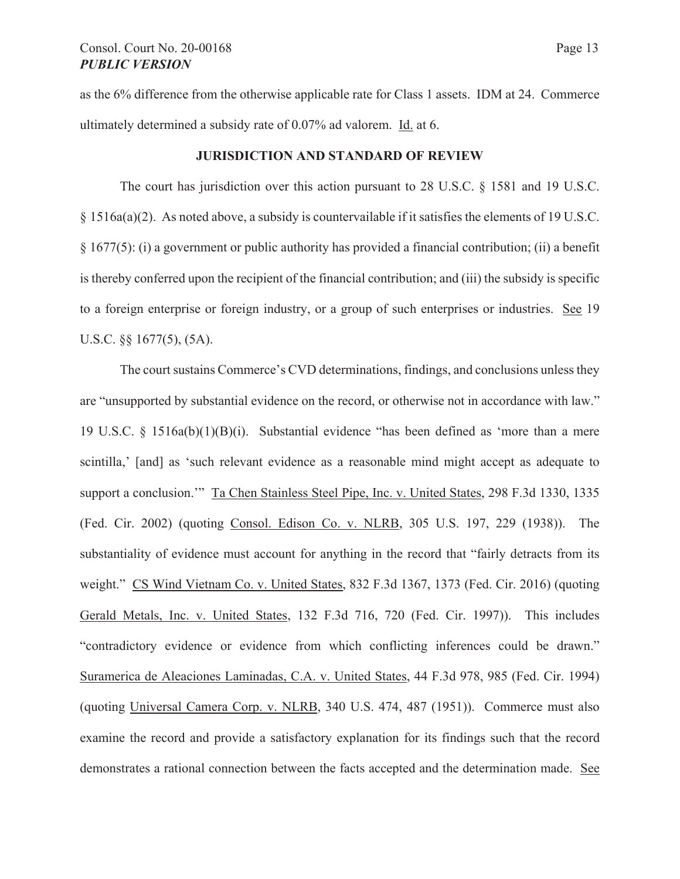as the 6% difference from the otherwise applicable rate for Class 1 assets. IDM at 24. Commerce ultimately determined a subsidy rate of 0.07% ad valorem. Id. at 6.

## JURISDICTION AND STANDARD OF REVIEW

The court has jurisdiction over this action pursuant to 28 U.S.C. § 1581 and 19 U.S.C. § 1516a(a)(2). As noted above, a subsidy is countervailable if it satisfies the elements of 19 U.S.C. § 1677(5): (i) a government or public authority has provided a financial contribution; (ii) a benefit is thereby conferred upon the recipient of the financial contribution; and (iii) the subsidy is specific to a foreign enterprise or foreign industry, or a group of such enterprises or industries. See 19 U.S.C. §§ 1677(5), (5A).

The court sustains Commerce's CVD determinations, findings, and conclusions unless they are "unsupported by substantial evidence on the record, or otherwise not in accordance with law." 19 U.S.C. § 1516a(b)(1)(B)(i). Substantial evidence "has been defined as 'more than a mere scintilla,' [and] as 'such relevant evidence as a reasonable mind might accept as adequate to support a conclusion.'" Ta Chen Stainless Steel Pipe, Inc. v. United States, 298 F.3d 1330, 1335 (Fed. Cir. 2002) (quoting Consol. Edison Co. v. NLRB, 305 U.S. 197, 229 (1938)). The substantiality of evidence must account for anything in the record that "fairly detracts from its weight." CS Wind Vietnam Co. v. United States, 832 F.3d 1367, 1373 (Fed. Cir. 2016) (quoting Gerald Metals, Inc. v. United States, 132 F.3d 716, 720 (Fed. Cir. 1997)). This includes "contradictory evidence or evidence from which conflicting inferences could be drawn." Suramerica de Aleaciones Laminadas, C.A. v. United States, 44 F.3d 978, 985 (Fed. Cir. 1994) (quoting Universal Camera Corp. v. NLRB, 340 U.S. 474, 487 (1951)). Commerce must also examine the record and provide a satisfactory explanation for its findings such that the record demonstrates a rational connection between the facts accepted and the determination made. See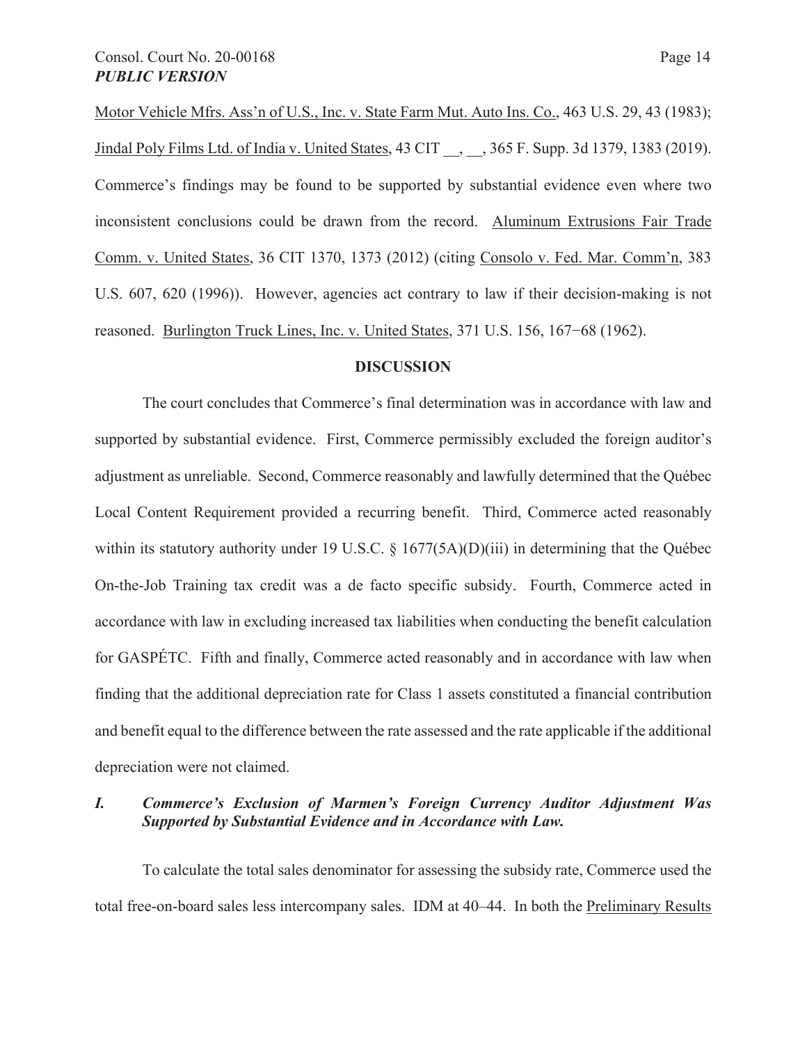Motor Vehicle Mfrs. Ass'n of U.S., Inc. v. State Farm Mut. Auto Ins. Co., 463 U.S. 29, 43 (1983); Jindal Poly Films Ltd. of India v. United States, 43 CIT __, __, 365 F. Supp. 3d 1379, 1383 (2019). Commerce's findings may be found to be supported by substantial evidence even where two inconsistent conclusions could be drawn from the record. Aluminum Extrusions Fair Trade Comm. v. United States, 36 CIT 1370, 1373 (2012) (citing Consolo v. Fed. Mar. Comm'n, 383 U.S. 607, 620 (1996)). However, agencies act contrary to law if their decision-making is not reasoned. Burlington Truck Lines, Inc. v. United States, 371 U.S. 156, 167−68 (1962).

**DISCUSSION**

The court concludes that Commerce's final determination was in accordance with law and supported by substantial evidence. First, Commerce permissibly excluded the foreign auditor's adjustment as unreliable. Second, Commerce reasonably and lawfully determined that the Québec Local Content Requirement provided a recurring benefit. Third, Commerce acted reasonably within its statutory authority under 19 U.S.C. § 1677(5A)(D)(iii) in determining that the Québec On-the-Job Training tax credit was a de facto specific subsidy. Fourth, Commerce acted in accordance with law in excluding increased tax liabilities when conducting the benefit calculation for GASPÉTC. Fifth and finally, Commerce acted reasonably and in accordance with law when finding that the additional depreciation rate for Class 1 assets constituted a financial contribution and benefit equal to the difference between the rate assessed and the rate applicable if the additional depreciation were not claimed.

## *I. Commerce's Exclusion of Marmen's Foreign Currency Auditor Adjustment Was Supported by Substantial Evidence and in Accordance with Law.*

To calculate the total sales denominator for assessing the subsidy rate, Commerce used the total free-on-board sales less intercompany sales. IDM at 40–44. In both the Preliminary Results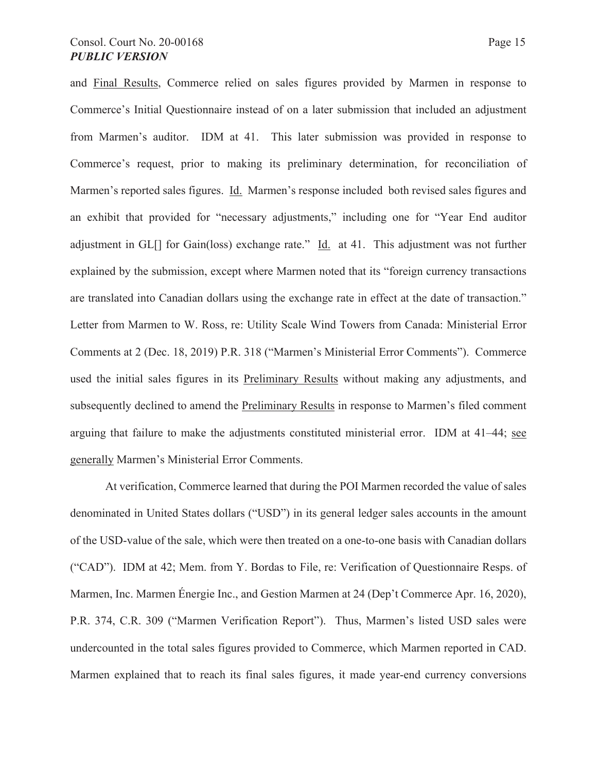and Final Results, Commerce relied on sales figures provided by Marmen in response to Commerce's Initial Questionnaire instead of on a later submission that included an adjustment from Marmen's auditor. IDM at 41. This later submission was provided in response to Commerce's request, prior to making its preliminary determination, for reconciliation of Marmen's reported sales figures. Id. Marmen's response included both revised sales figures and an exhibit that provided for "necessary adjustments," including one for "Year End auditor adjustment in GL[] for Gain(loss) exchange rate." Id. at 41. This adjustment was not further explained by the submission, except where Marmen noted that its "foreign currency transactions are translated into Canadian dollars using the exchange rate in effect at the date of transaction." Letter from Marmen to W. Ross, re: Utility Scale Wind Towers from Canada: Ministerial Error Comments at 2 (Dec. 18, 2019) P.R. 318 ("Marmen's Ministerial Error Comments"). Commerce used the initial sales figures in its Preliminary Results without making any adjustments, and subsequently declined to amend the Preliminary Results in response to Marmen's filed comment arguing that failure to make the adjustments constituted ministerial error. IDM at 41–44; see generally Marmen's Ministerial Error Comments.

At verification, Commerce learned that during the POI Marmen recorded the value of sales denominated in United States dollars ("USD") in its general ledger sales accounts in the amount of the USD-value of the sale, which were then treated on a one-to-one basis with Canadian dollars ("CAD"). IDM at 42; Mem. from Y. Bordas to File, re: Verification of Questionnaire Resps. of Marmen, Inc. Marmen Énergie Inc., and Gestion Marmen at 24 (Dep't Commerce Apr. 16, 2020), P.R. 374, C.R. 309 ("Marmen Verification Report"). Thus, Marmen's listed USD sales were undercounted in the total sales figures provided to Commerce, which Marmen reported in CAD. Marmen explained that to reach its final sales figures, it made year-end currency conversions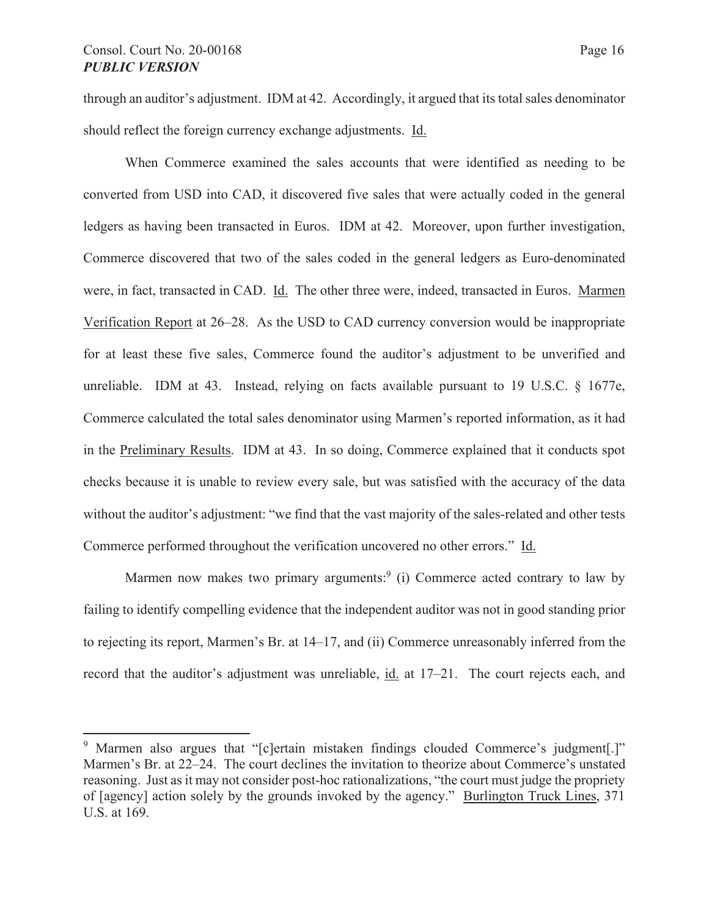through an auditor's adjustment. IDM at 42. Accordingly, it argued that its total sales denominator should reflect the foreign currency exchange adjustments. Id.

When Commerce examined the sales accounts that were identified as needing to be converted from USD into CAD, it discovered five sales that were actually coded in the general ledgers as having been transacted in Euros. IDM at 42. Moreover, upon further investigation, Commerce discovered that two of the sales coded in the general ledgers as Euro-denominated were, in fact, transacted in CAD. Id. The other three were, indeed, transacted in Euros. Marmen Verification Report at 26–28. As the USD to CAD currency conversion would be inappropriate for at least these five sales, Commerce found the auditor's adjustment to be unverified and unreliable. IDM at 43. Instead, relying on facts available pursuant to 19 U.S.C. § 1677e, Commerce calculated the total sales denominator using Marmen's reported information, as it had in the Preliminary Results. IDM at 43. In so doing, Commerce explained that it conducts spot checks because it is unable to review every sale, but was satisfied with the accuracy of the data without the auditor's adjustment: "we find that the vast majority of the sales-related and other tests Commerce performed throughout the verification uncovered no other errors." Id.

Marmen now makes two primary arguments:[9] (i) Commerce acted contrary to law by failing to identify compelling evidence that the independent auditor was not in good standing prior to rejecting its report, Marmen's Br. at 14–17, and (ii) Commerce unreasonably inferred from the record that the auditor's adjustment was unreliable, id. at 17–21. The court rejects each, and

[9] Marmen also argues that "[c]ertain mistaken findings clouded Commerce's judgment[.]" Marmen's Br. at 22–24. The court declines the invitation to theorize about Commerce's unstated reasoning. Just as it may not consider post-hoc rationalizations, "the court must judge the propriety of [agency] action solely by the grounds invoked by the agency." Burlington Truck Lines, 371 U.S. at 169.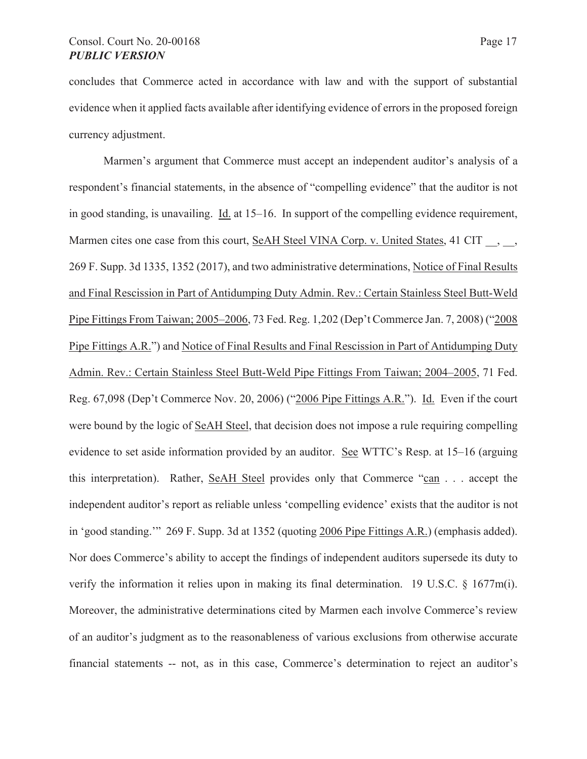concludes that Commerce acted in accordance with law and with the support of substantial evidence when it applied facts available after identifying evidence of errors in the proposed foreign currency adjustment.

Marmen's argument that Commerce must accept an independent auditor's analysis of a respondent's financial statements, in the absence of "compelling evidence" that the auditor is not in good standing, is unavailing. Id. at 15–16. In support of the compelling evidence requirement, Marmen cites one case from this court, SeAH Steel VINA Corp. v. United States, 41 CIT __, __, 269 F. Supp. 3d 1335, 1352 (2017), and two administrative determinations, Notice of Final Results and Final Rescission in Part of Antidumping Duty Admin. Rev.: Certain Stainless Steel Butt-Weld Pipe Fittings From Taiwan; 2005–2006, 73 Fed. Reg. 1,202 (Dep't Commerce Jan. 7, 2008) ("2008 Pipe Fittings A.R.") and Notice of Final Results and Final Rescission in Part of Antidumping Duty Admin. Rev.: Certain Stainless Steel Butt-Weld Pipe Fittings From Taiwan; 2004–2005, 71 Fed. Reg. 67,098 (Dep't Commerce Nov. 20, 2006) ("2006 Pipe Fittings A.R."). Id. Even if the court were bound by the logic of SeAH Steel, that decision does not impose a rule requiring compelling evidence to set aside information provided by an auditor. See WTTC's Resp. at 15–16 (arguing this interpretation). Rather, SeAH Steel provides only that Commerce "can . . . accept the independent auditor's report as reliable unless 'compelling evidence' exists that the auditor is not in 'good standing.'" 269 F. Supp. 3d at 1352 (quoting 2006 Pipe Fittings A.R.) (emphasis added). Nor does Commerce's ability to accept the findings of independent auditors supersede its duty to verify the information it relies upon in making its final determination. 19 U.S.C. § 1677m(i). Moreover, the administrative determinations cited by Marmen each involve Commerce's review of an auditor's judgment as to the reasonableness of various exclusions from otherwise accurate financial statements -- not, as in this case, Commerce's determination to reject an auditor's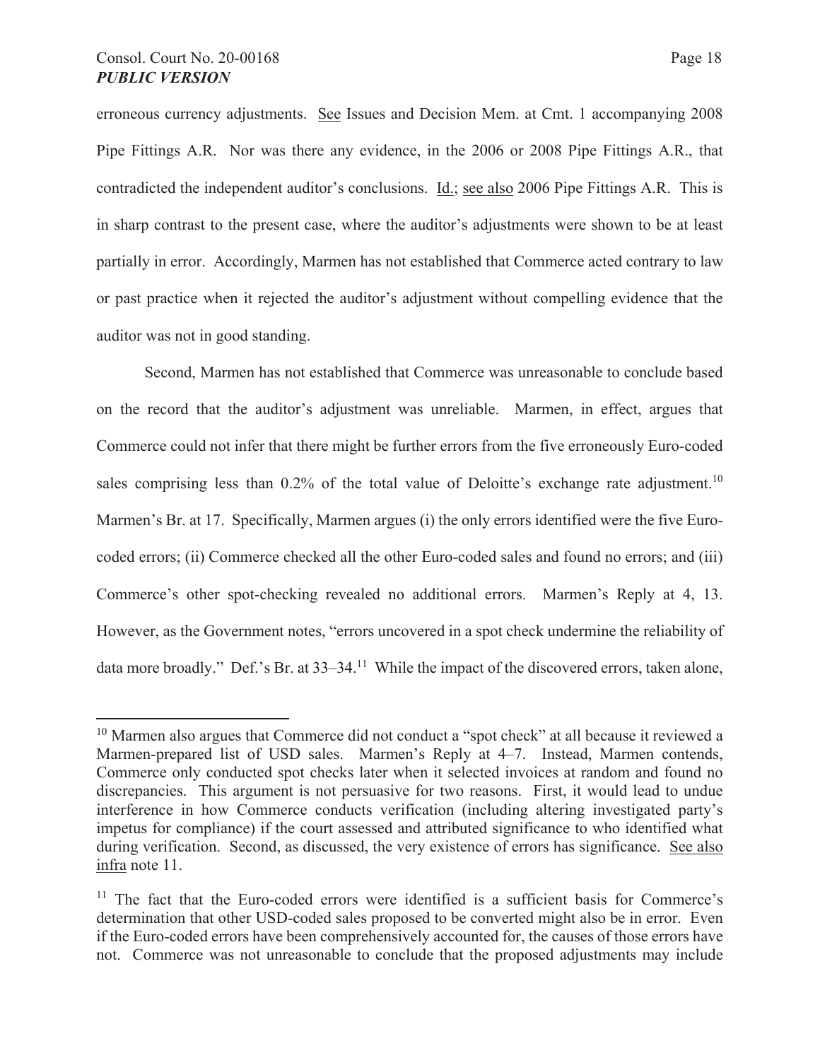erroneous currency adjustments. See Issues and Decision Mem. at Cmt. 1 accompanying 2008 Pipe Fittings A.R. Nor was there any evidence, in the 2006 or 2008 Pipe Fittings A.R., that contradicted the independent auditor's conclusions. Id.; see also 2006 Pipe Fittings A.R. This is in sharp contrast to the present case, where the auditor's adjustments were shown to be at least partially in error. Accordingly, Marmen has not established that Commerce acted contrary to law or past practice when it rejected the auditor's adjustment without compelling evidence that the auditor was not in good standing.

Second, Marmen has not established that Commerce was unreasonable to conclude based on the record that the auditor's adjustment was unreliable. Marmen, in effect, argues that Commerce could not infer that there might be further errors from the five erroneously Euro-coded sales comprising less than 0.2% of the total value of Deloitte's exchange rate adjustment.[10] Marmen's Br. at 17. Specifically, Marmen argues (i) the only errors identified were the five Euro-coded errors; (ii) Commerce checked all the other Euro-coded sales and found no errors; and (iii) Commerce's other spot-checking revealed no additional errors. Marmen's Reply at 4, 13. However, as the Government notes, "errors uncovered in a spot check undermine the reliability of data more broadly." Def.'s Br. at 33–34.[11] While the impact of the discovered errors, taken alone,

---

[10] Marmen also argues that Commerce did not conduct a "spot check" at all because it reviewed a Marmen-prepared list of USD sales. Marmen's Reply at 4–7. Instead, Marmen contends, Commerce only conducted spot checks later when it selected invoices at random and found no discrepancies. This argument is not persuasive for two reasons. First, it would lead to undue interference in how Commerce conducts verification (including altering investigated party's impetus for compliance) if the court assessed and attributed significance to who identified what during verification. Second, as discussed, the very existence of errors has significance. See also infra note 11.

[11] The fact that the Euro-coded errors were identified is a sufficient basis for Commerce's determination that other USD-coded sales proposed to be converted might also be in error. Even if the Euro-coded errors have been comprehensively accounted for, the causes of those errors have not. Commerce was not unreasonable to conclude that the proposed adjustments may include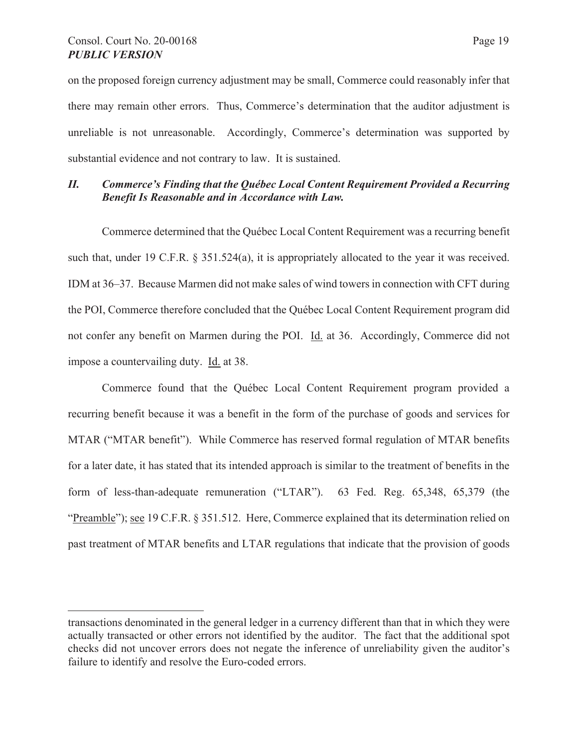on the proposed foreign currency adjustment may be small, Commerce could reasonably infer that there may remain other errors. Thus, Commerce's determination that the auditor adjustment is unreliable is not unreasonable. Accordingly, Commerce's determination was supported by substantial evidence and not contrary to law. It is sustained.

## *II. Commerce's Finding that the Québec Local Content Requirement Provided a Recurring Benefit Is Reasonable and in Accordance with Law.*

Commerce determined that the Québec Local Content Requirement was a recurring benefit such that, under 19 C.F.R. § 351.524(a), it is appropriately allocated to the year it was received. IDM at 36–37. Because Marmen did not make sales of wind towers in connection with CFT during the POI, Commerce therefore concluded that the Québec Local Content Requirement program did not confer any benefit on Marmen during the POI. Id. at 36. Accordingly, Commerce did not impose a countervailing duty. Id. at 38.

Commerce found that the Québec Local Content Requirement program provided a recurring benefit because it was a benefit in the form of the purchase of goods and services for MTAR ("MTAR benefit"). While Commerce has reserved formal regulation of MTAR benefits for a later date, it has stated that its intended approach is similar to the treatment of benefits in the form of less-than-adequate remuneration ("LTAR"). 63 Fed. Reg. 65,348, 65,379 (the "Preamble"); see 19 C.F.R. § 351.512. Here, Commerce explained that its determination relied on past treatment of MTAR benefits and LTAR regulations that indicate that the provision of goods

---

transactions denominated in the general ledger in a currency different than that in which they were actually transacted or other errors not identified by the auditor. The fact that the additional spot checks did not uncover errors does not negate the inference of unreliability given the auditor's failure to identify and resolve the Euro-coded errors.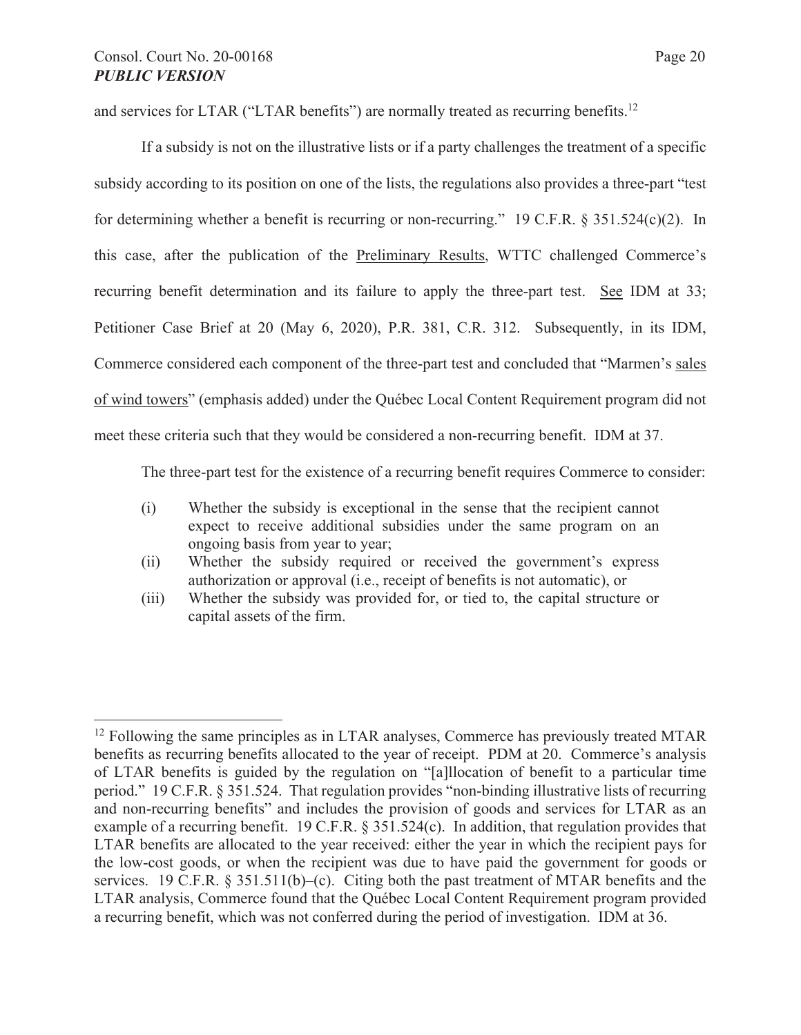and services for LTAR ("LTAR benefits") are normally treated as recurring benefits.[12]

If a subsidy is not on the illustrative lists or if a party challenges the treatment of a specific subsidy according to its position on one of the lists, the regulations also provides a three-part "test for determining whether a benefit is recurring or non-recurring." 19 C.F.R. § 351.524(c)(2). In this case, after the publication of the Preliminary Results, WTTC challenged Commerce's recurring benefit determination and its failure to apply the three-part test. See IDM at 33; Petitioner Case Brief at 20 (May 6, 2020), P.R. 381, C.R. 312. Subsequently, in its IDM, Commerce considered each component of the three-part test and concluded that "Marmen's sales of wind towers" (emphasis added) under the Québec Local Content Requirement program did not meet these criteria such that they would be considered a non-recurring benefit. IDM at 37.

The three-part test for the existence of a recurring benefit requires Commerce to consider:

> (i) Whether the subsidy is exceptional in the sense that the recipient cannot expect to receive additional subsidies under the same program on an ongoing basis from year to year;
>
> (ii) Whether the subsidy required or received the government's express authorization or approval (i.e., receipt of benefits is not automatic), or
>
> (iii) Whether the subsidy was provided for, or tied to, the capital structure or capital assets of the firm.

---

[12] Following the same principles as in LTAR analyses, Commerce has previously treated MTAR benefits as recurring benefits allocated to the year of receipt. PDM at 20. Commerce's analysis of LTAR benefits is guided by the regulation on "[a]llocation of benefit to a particular time period." 19 C.F.R. § 351.524. That regulation provides "non-binding illustrative lists of recurring and non-recurring benefits" and includes the provision of goods and services for LTAR as an example of a recurring benefit. 19 C.F.R. § 351.524(c). In addition, that regulation provides that LTAR benefits are allocated to the year received: either the year in which the recipient pays for the low-cost goods, or when the recipient was due to have paid the government for goods or services. 19 C.F.R. § 351.511(b)–(c). Citing both the past treatment of MTAR benefits and the LTAR analysis, Commerce found that the Québec Local Content Requirement program provided a recurring benefit, which was not conferred during the period of investigation. IDM at 36.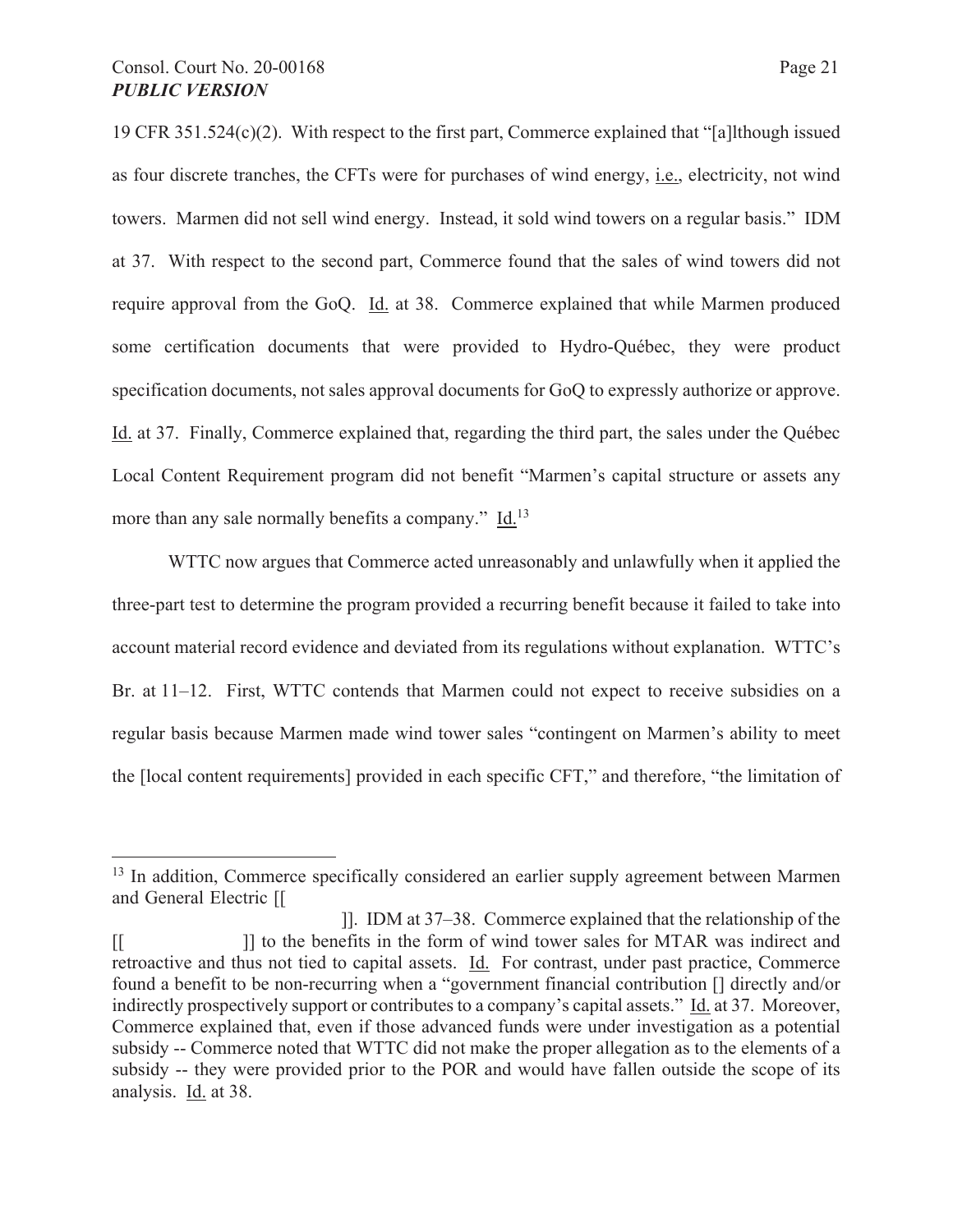19 CFR 351.524(c)(2). With respect to the first part, Commerce explained that "[a]lthough issued as four discrete tranches, the CFTs were for purchases of wind energy, i.e., electricity, not wind towers. Marmen did not sell wind energy. Instead, it sold wind towers on a regular basis." IDM at 37. With respect to the second part, Commerce found that the sales of wind towers did not require approval from the GoQ. Id. at 38. Commerce explained that while Marmen produced some certification documents that were provided to Hydro-Québec, they were product specification documents, not sales approval documents for GoQ to expressly authorize or approve. Id. at 37. Finally, Commerce explained that, regarding the third part, the sales under the Québec Local Content Requirement program did not benefit "Marmen's capital structure or assets any more than any sale normally benefits a company." Id.[13]

WTTC now argues that Commerce acted unreasonably and unlawfully when it applied the three-part test to determine the program provided a recurring benefit because it failed to take into account material record evidence and deviated from its regulations without explanation. WTTC's Br. at 11–12. First, WTTC contends that Marmen could not expect to receive subsidies on a regular basis because Marmen made wind tower sales "contingent on Marmen's ability to meet the [local content requirements] provided in each specific CFT," and therefore, "the limitation of

---

[13] In addition, Commerce specifically considered an earlier supply agreement between Marmen and General Electric [[ ]]. IDM at 37–38. Commerce explained that the relationship of the [[ ]] to the benefits in the form of wind tower sales for MTAR was indirect and retroactive and thus not tied to capital assets. Id. For contrast, under past practice, Commerce found a benefit to be non-recurring when a "government financial contribution [] directly and/or indirectly prospectively support or contributes to a company's capital assets." Id. at 37. Moreover, Commerce explained that, even if those advanced funds were under investigation as a potential subsidy -- Commerce noted that WTTC did not make the proper allegation as to the elements of a subsidy -- they were provided prior to the POR and would have fallen outside the scope of its analysis. Id. at 38.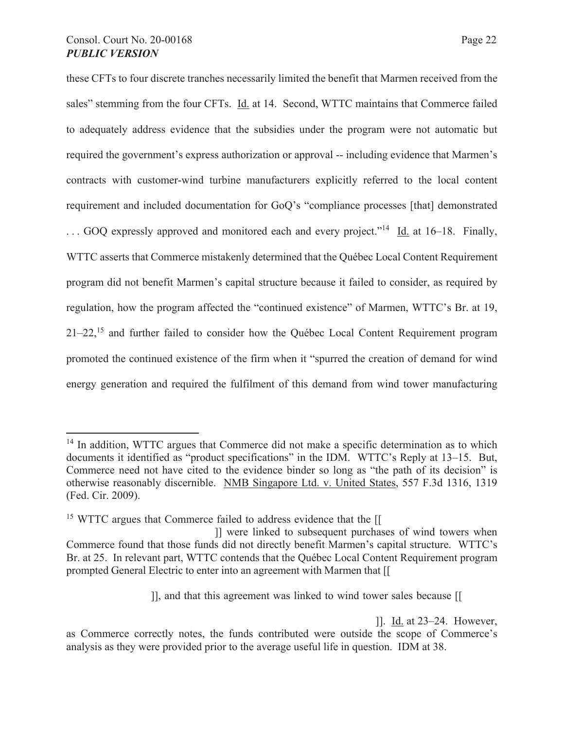these CFTs to four discrete tranches necessarily limited the benefit that Marmen received from the sales" stemming from the four CFTs. Id. at 14. Second, WTTC maintains that Commerce failed to adequately address evidence that the subsidies under the program were not automatic but required the government's express authorization or approval -- including evidence that Marmen's contracts with customer-wind turbine manufacturers explicitly referred to the local content requirement and included documentation for GoQ's "compliance processes [that] demonstrated . . . GOQ expressly approved and monitored each and every project."[14] Id. at 16–18. Finally, WTTC asserts that Commerce mistakenly determined that the Québec Local Content Requirement program did not benefit Marmen's capital structure because it failed to consider, as required by regulation, how the program affected the "continued existence" of Marmen, WTTC's Br. at 19, 21–22,[15] and further failed to consider how the Québec Local Content Requirement program promoted the continued existence of the firm when it "spurred the creation of demand for wind energy generation and required the fulfilment of this demand from wind tower manufacturing

---

[14] In addition, WTTC argues that Commerce did not make a specific determination as to which documents it identified as "product specifications" in the IDM. WTTC's Reply at 13–15. But, Commerce need not have cited to the evidence binder so long as "the path of its decision" is otherwise reasonably discernible. NMB Singapore Ltd. v. United States, 557 F.3d 1316, 1319 (Fed. Cir. 2009).

[15] WTTC argues that Commerce failed to address evidence that the [[ ]] were linked to subsequent purchases of wind towers when Commerce found that those funds did not directly benefit Marmen's capital structure. WTTC's Br. at 25. In relevant part, WTTC contends that the Québec Local Content Requirement program prompted General Electric to enter into an agreement with Marmen that [[ ]], and that this agreement was linked to wind tower sales because [[ ]]. Id. at 23–24. However, as Commerce correctly notes, the funds contributed were outside the scope of Commerce's analysis as they were provided prior to the average useful life in question. IDM at 38.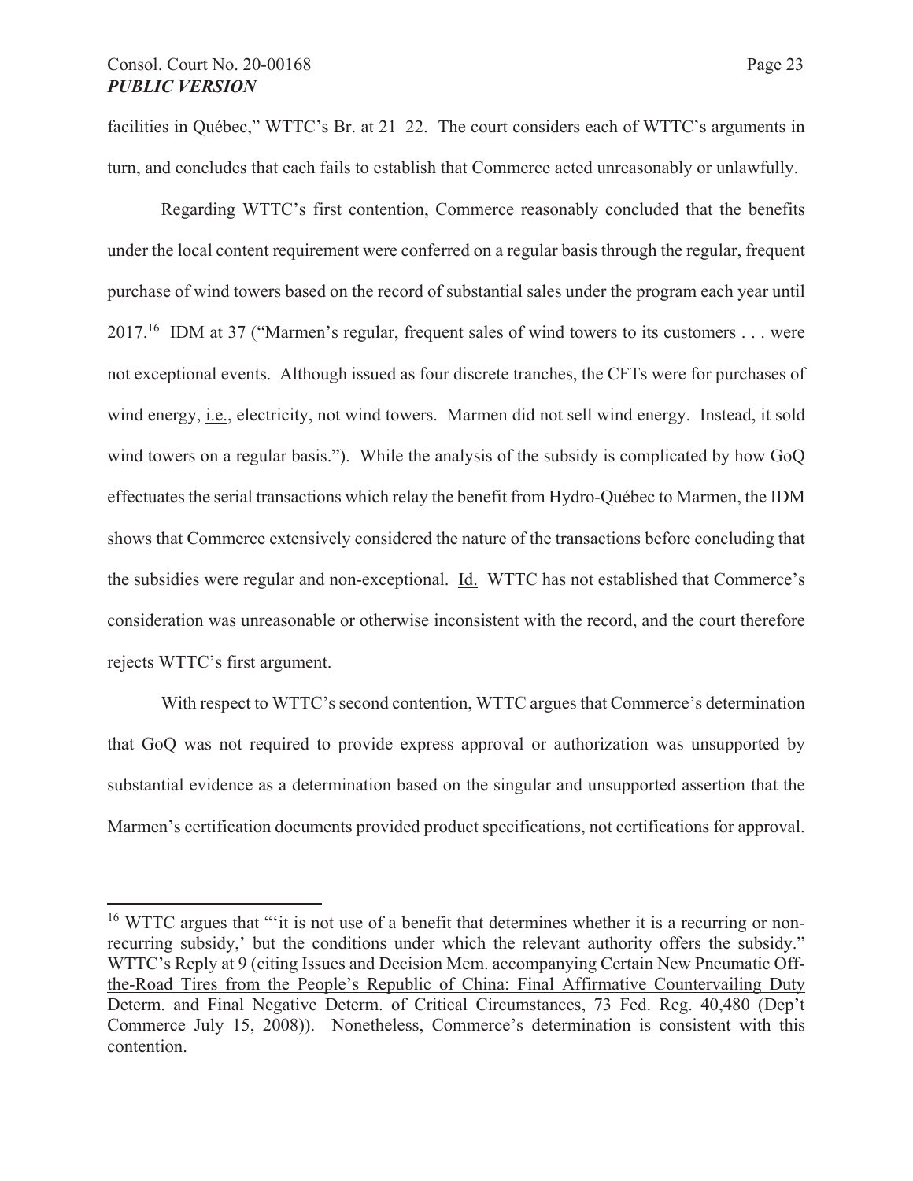facilities in Québec," WTTC's Br. at 21–22. The court considers each of WTTC's arguments in turn, and concludes that each fails to establish that Commerce acted unreasonably or unlawfully.

Regarding WTTC's first contention, Commerce reasonably concluded that the benefits under the local content requirement were conferred on a regular basis through the regular, frequent purchase of wind towers based on the record of substantial sales under the program each year until 2017.[16] IDM at 37 ("Marmen's regular, frequent sales of wind towers to its customers . . . were not exceptional events. Although issued as four discrete tranches, the CFTs were for purchases of wind energy, i.e., electricity, not wind towers. Marmen did not sell wind energy. Instead, it sold wind towers on a regular basis."). While the analysis of the subsidy is complicated by how GoQ effectuates the serial transactions which relay the benefit from Hydro-Québec to Marmen, the IDM shows that Commerce extensively considered the nature of the transactions before concluding that the subsidies were regular and non-exceptional. Id. WTTC has not established that Commerce's consideration was unreasonable or otherwise inconsistent with the record, and the court therefore rejects WTTC's first argument.

With respect to WTTC's second contention, WTTC argues that Commerce's determination that GoQ was not required to provide express approval or authorization was unsupported by substantial evidence as a determination based on the singular and unsupported assertion that the Marmen's certification documents provided product specifications, not certifications for approval.

[16] WTTC argues that "'it is not use of a benefit that determines whether it is a recurring or non-recurring subsidy,' but the conditions under which the relevant authority offers the subsidy." WTTC's Reply at 9 (citing Issues and Decision Mem. accompanying Certain New Pneumatic Off-the-Road Tires from the People's Republic of China: Final Affirmative Countervailing Duty Determ. and Final Negative Determ. of Critical Circumstances, 73 Fed. Reg. 40,480 (Dep't Commerce July 15, 2008)). Nonetheless, Commerce's determination is consistent with this contention.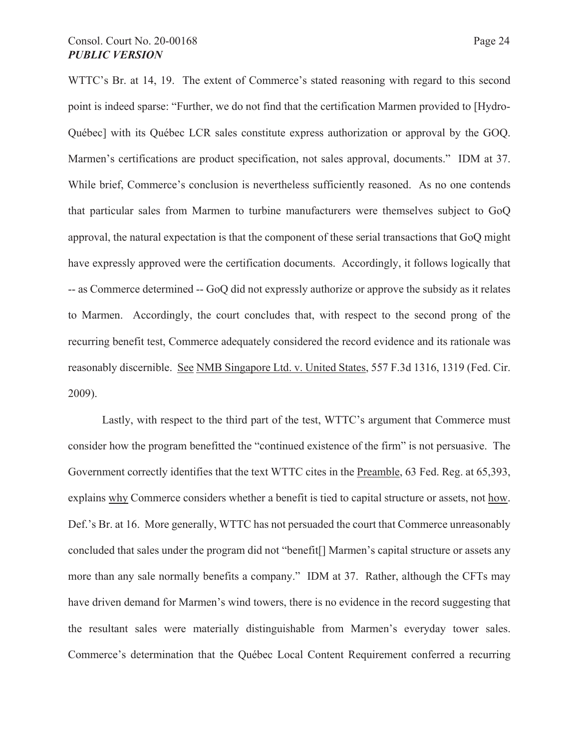WTTC's Br. at 14, 19. The extent of Commerce's stated reasoning with regard to this second point is indeed sparse: "Further, we do not find that the certification Marmen provided to [Hydro-Québec] with its Québec LCR sales constitute express authorization or approval by the GOQ. Marmen's certifications are product specification, not sales approval, documents." IDM at 37. While brief, Commerce's conclusion is nevertheless sufficiently reasoned. As no one contends that particular sales from Marmen to turbine manufacturers were themselves subject to GoQ approval, the natural expectation is that the component of these serial transactions that GoQ might have expressly approved were the certification documents. Accordingly, it follows logically that -- as Commerce determined -- GoQ did not expressly authorize or approve the subsidy as it relates to Marmen. Accordingly, the court concludes that, with respect to the second prong of the recurring benefit test, Commerce adequately considered the record evidence and its rationale was reasonably discernible. See NMB Singapore Ltd. v. United States, 557 F.3d 1316, 1319 (Fed. Cir. 2009).

Lastly, with respect to the third part of the test, WTTC's argument that Commerce must consider how the program benefitted the "continued existence of the firm" is not persuasive. The Government correctly identifies that the text WTTC cites in the Preamble, 63 Fed. Reg. at 65,393, explains why Commerce considers whether a benefit is tied to capital structure or assets, not how. Def.'s Br. at 16. More generally, WTTC has not persuaded the court that Commerce unreasonably concluded that sales under the program did not "benefit[] Marmen's capital structure or assets any more than any sale normally benefits a company." IDM at 37. Rather, although the CFTs may have driven demand for Marmen's wind towers, there is no evidence in the record suggesting that the resultant sales were materially distinguishable from Marmen's everyday tower sales. Commerce's determination that the Québec Local Content Requirement conferred a recurring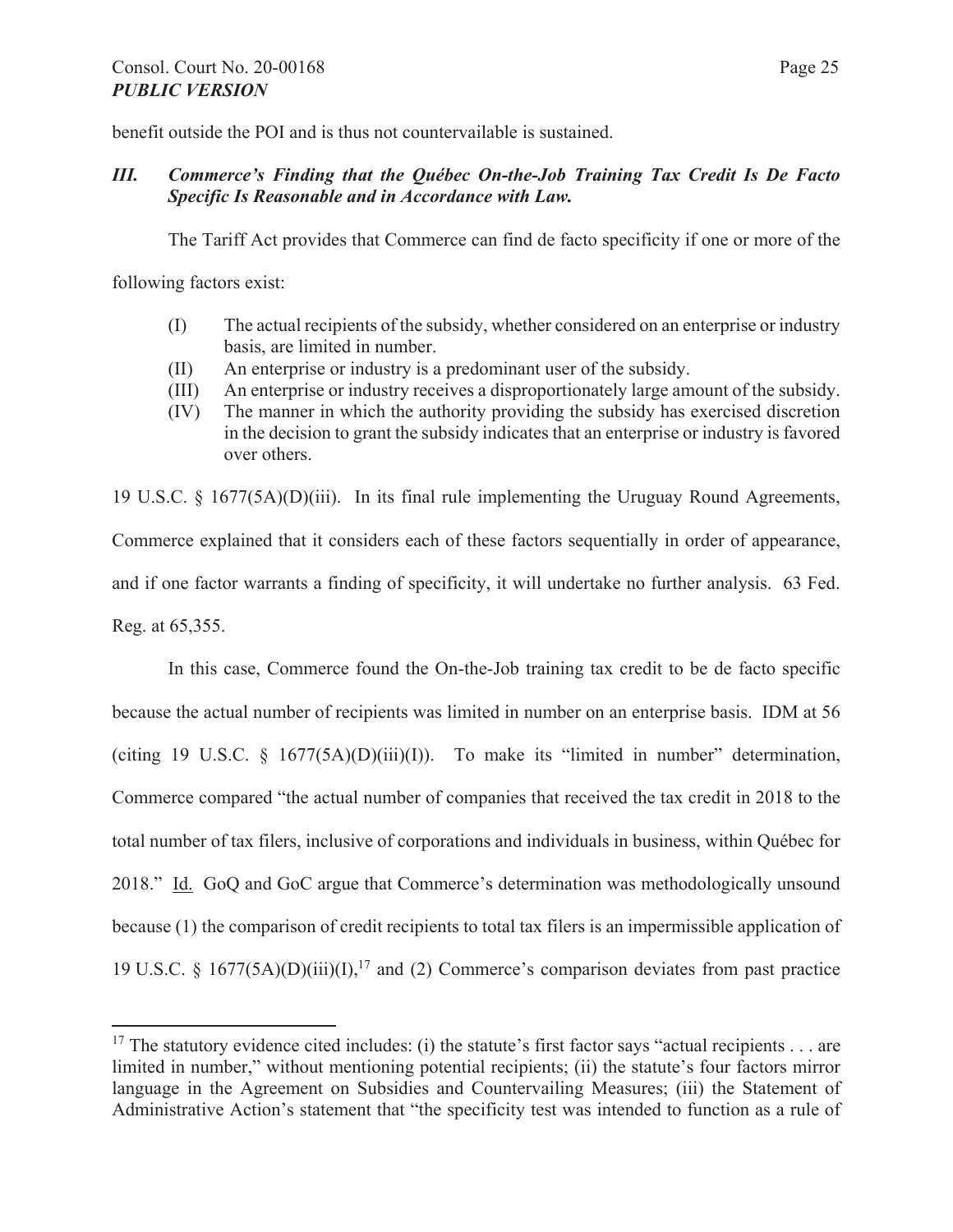benefit outside the POI and is thus not countervailable is sustained.

### *III. Commerce's Finding that the Québec On-the-Job Training Tax Credit Is De Facto Specific Is Reasonable and in Accordance with Law.*

The Tariff Act provides that Commerce can find de facto specificity if one or more of the following factors exist:

> (I) The actual recipients of the subsidy, whether considered on an enterprise or industry basis, are limited in number.
>
> (II) An enterprise or industry is a predominant user of the subsidy.
>
> (III) An enterprise or industry receives a disproportionately large amount of the subsidy.
>
> (IV) The manner in which the authority providing the subsidy has exercised discretion in the decision to grant the subsidy indicates that an enterprise or industry is favored over others.

19 U.S.C. § 1677(5A)(D)(iii). In its final rule implementing the Uruguay Round Agreements, Commerce explained that it considers each of these factors sequentially in order of appearance, and if one factor warrants a finding of specificity, it will undertake no further analysis. 63 Fed. Reg. at 65,355.

In this case, Commerce found the On-the-Job training tax credit to be de facto specific because the actual number of recipients was limited in number on an enterprise basis. IDM at 56 (citing 19 U.S.C. § 1677(5A)(D)(iii)(I)). To make its "limited in number" determination, Commerce compared "the actual number of companies that received the tax credit in 2018 to the total number of tax filers, inclusive of corporations and individuals in business, within Québec for 2018." Id. GoQ and GoC argue that Commerce's determination was methodologically unsound because (1) the comparison of credit recipients to total tax filers is an impermissible application of 19 U.S.C. § 1677(5A)(D)(iii)(I),[17] and (2) Commerce's comparison deviates from past practice

[17] The statutory evidence cited includes: (i) the statute's first factor says "actual recipients . . . are limited in number," without mentioning potential recipients; (ii) the statute's four factors mirror language in the Agreement on Subsidies and Countervailing Measures; (iii) the Statement of Administrative Action's statement that "the specificity test was intended to function as a rule of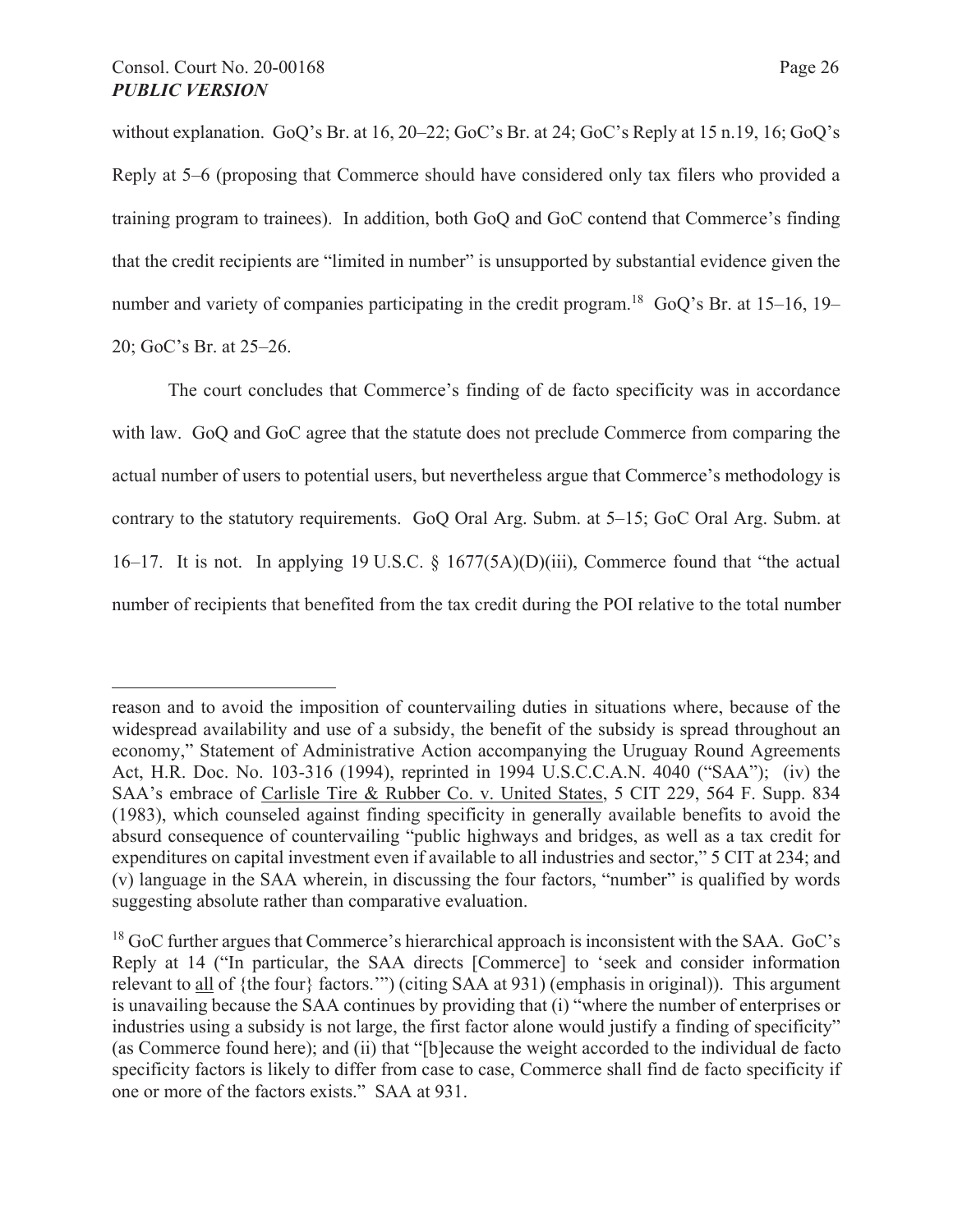without explanation. GoQ's Br. at 16, 20–22; GoC's Br. at 24; GoC's Reply at 15 n.19, 16; GoQ's Reply at 5–6 (proposing that Commerce should have considered only tax filers who provided a training program to trainees). In addition, both GoQ and GoC contend that Commerce's finding that the credit recipients are "limited in number" is unsupported by substantial evidence given the number and variety of companies participating in the credit program.[18] GoQ's Br. at 15–16, 19–20; GoC's Br. at 25–26.

The court concludes that Commerce's finding of de facto specificity was in accordance with law. GoQ and GoC agree that the statute does not preclude Commerce from comparing the actual number of users to potential users, but nevertheless argue that Commerce's methodology is contrary to the statutory requirements. GoQ Oral Arg. Subm. at 5–15; GoC Oral Arg. Subm. at 16–17. It is not. In applying 19 U.S.C. § 1677(5A)(D)(iii), Commerce found that "the actual number of recipients that benefited from the tax credit during the POI relative to the total number

---

reason and to avoid the imposition of countervailing duties in situations where, because of the widespread availability and use of a subsidy, the benefit of the subsidy is spread throughout an economy," Statement of Administrative Action accompanying the Uruguay Round Agreements Act, H.R. Doc. No. 103-316 (1994), reprinted in 1994 U.S.C.C.A.N. 4040 ("SAA"); (iv) the SAA's embrace of Carlisle Tire & Rubber Co. v. United States, 5 CIT 229, 564 F. Supp. 834 (1983), which counseled against finding specificity in generally available benefits to avoid the absurd consequence of countervailing "public highways and bridges, as well as a tax credit for expenditures on capital investment even if available to all industries and sector," 5 CIT at 234; and (v) language in the SAA wherein, in discussing the four factors, "number" is qualified by words suggesting absolute rather than comparative evaluation.

[18] GoC further argues that Commerce's hierarchical approach is inconsistent with the SAA. GoC's Reply at 14 ("In particular, the SAA directs [Commerce] to 'seek and consider information relevant to all of {the four} factors.'") (citing SAA at 931) (emphasis in original)). This argument is unavailing because the SAA continues by providing that (i) "where the number of enterprises or industries using a subsidy is not large, the first factor alone would justify a finding of specificity" (as Commerce found here); and (ii) that "[b]ecause the weight accorded to the individual de facto specificity factors is likely to differ from case to case, Commerce shall find de facto specificity if one or more of the factors exists." SAA at 931.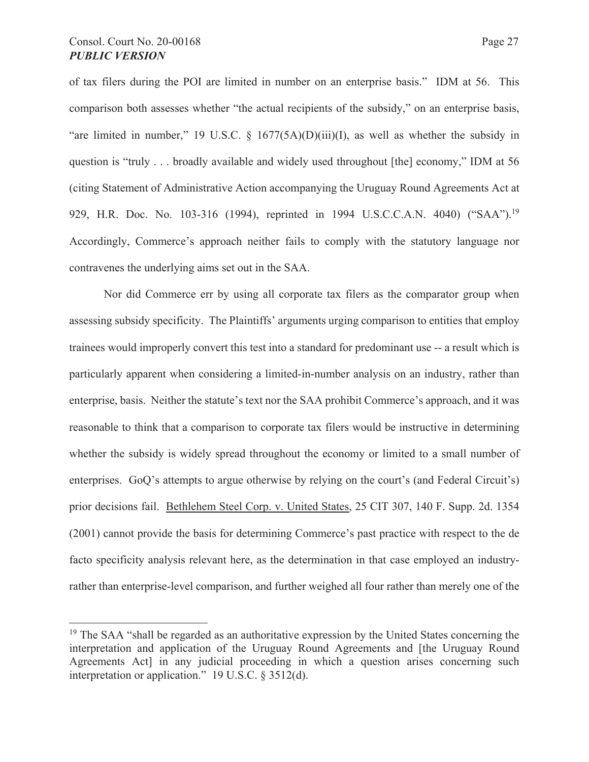of tax filers during the POI are limited in number on an enterprise basis." IDM at 56. This comparison both assesses whether "the actual recipients of the subsidy," on an enterprise basis, "are limited in number," 19 U.S.C. § 1677(5A)(D)(iii)(I), as well as whether the subsidy in question is "truly . . . broadly available and widely used throughout [the] economy," IDM at 56 (citing Statement of Administrative Action accompanying the Uruguay Round Agreements Act at 929, H.R. Doc. No. 103-316 (1994), reprinted in 1994 U.S.C.C.A.N. 4040) ("SAA").[19] Accordingly, Commerce's approach neither fails to comply with the statutory language nor contravenes the underlying aims set out in the SAA.

Nor did Commerce err by using all corporate tax filers as the comparator group when assessing subsidy specificity. The Plaintiffs' arguments urging comparison to entities that employ trainees would improperly convert this test into a standard for predominant use -- a result which is particularly apparent when considering a limited-in-number analysis on an industry, rather than enterprise, basis. Neither the statute's text nor the SAA prohibit Commerce's approach, and it was reasonable to think that a comparison to corporate tax filers would be instructive in determining whether the subsidy is widely spread throughout the economy or limited to a small number of enterprises. GoQ's attempts to argue otherwise by relying on the court's (and Federal Circuit's) prior decisions fail. Bethlehem Steel Corp. v. United States, 25 CIT 307, 140 F. Supp. 2d. 1354 (2001) cannot provide the basis for determining Commerce's past practice with respect to the de facto specificity analysis relevant here, as the determination in that case employed an industry- rather than enterprise-level comparison, and further weighed all four rather than merely one of the

[19] The SAA "shall be regarded as an authoritative expression by the United States concerning the interpretation and application of the Uruguay Round Agreements and [the Uruguay Round Agreements Act] in any judicial proceeding in which a question arises concerning such interpretation or application." 19 U.S.C. § 3512(d).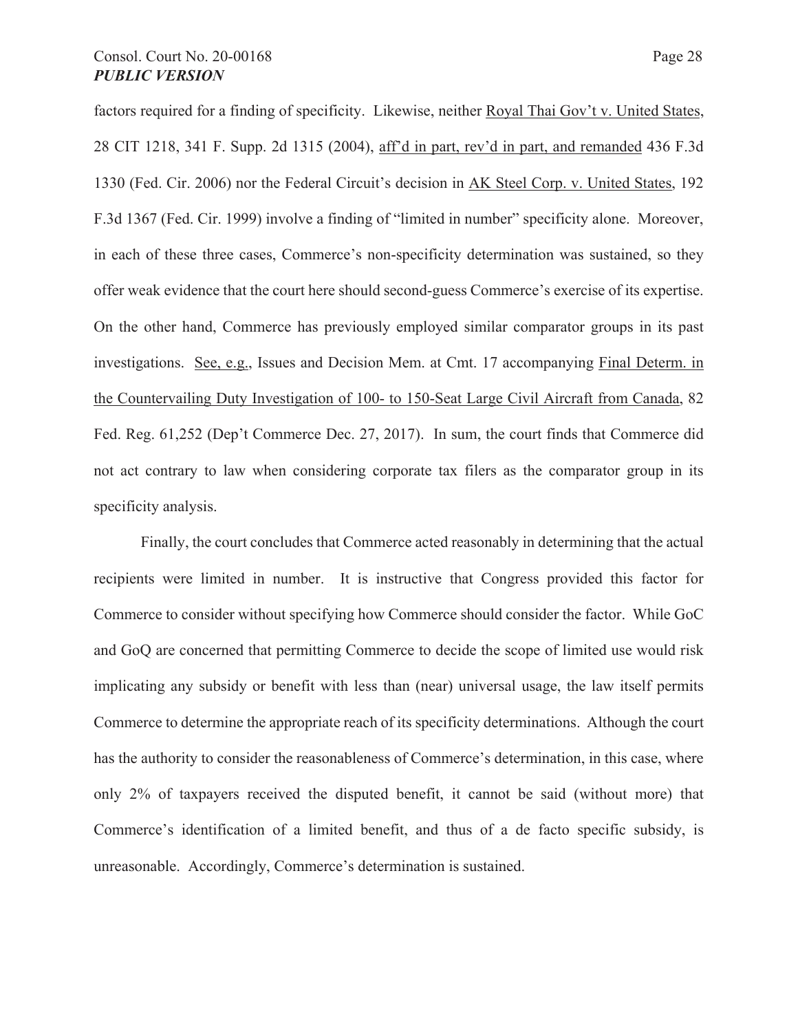factors required for a finding of specificity. Likewise, neither Royal Thai Gov't v. United States, 28 CIT 1218, 341 F. Supp. 2d 1315 (2004), aff'd in part, rev'd in part, and remanded 436 F.3d 1330 (Fed. Cir. 2006) nor the Federal Circuit's decision in AK Steel Corp. v. United States, 192 F.3d 1367 (Fed. Cir. 1999) involve a finding of "limited in number" specificity alone. Moreover, in each of these three cases, Commerce's non-specificity determination was sustained, so they offer weak evidence that the court here should second-guess Commerce's exercise of its expertise. On the other hand, Commerce has previously employed similar comparator groups in its past investigations. See, e.g., Issues and Decision Mem. at Cmt. 17 accompanying Final Determ. in the Countervailing Duty Investigation of 100- to 150-Seat Large Civil Aircraft from Canada, 82 Fed. Reg. 61,252 (Dep't Commerce Dec. 27, 2017). In sum, the court finds that Commerce did not act contrary to law when considering corporate tax filers as the comparator group in its specificity analysis.

Finally, the court concludes that Commerce acted reasonably in determining that the actual recipients were limited in number. It is instructive that Congress provided this factor for Commerce to consider without specifying how Commerce should consider the factor. While GoC and GoQ are concerned that permitting Commerce to decide the scope of limited use would risk implicating any subsidy or benefit with less than (near) universal usage, the law itself permits Commerce to determine the appropriate reach of its specificity determinations. Although the court has the authority to consider the reasonableness of Commerce's determination, in this case, where only 2% of taxpayers received the disputed benefit, it cannot be said (without more) that Commerce's identification of a limited benefit, and thus of a de facto specific subsidy, is unreasonable. Accordingly, Commerce's determination is sustained.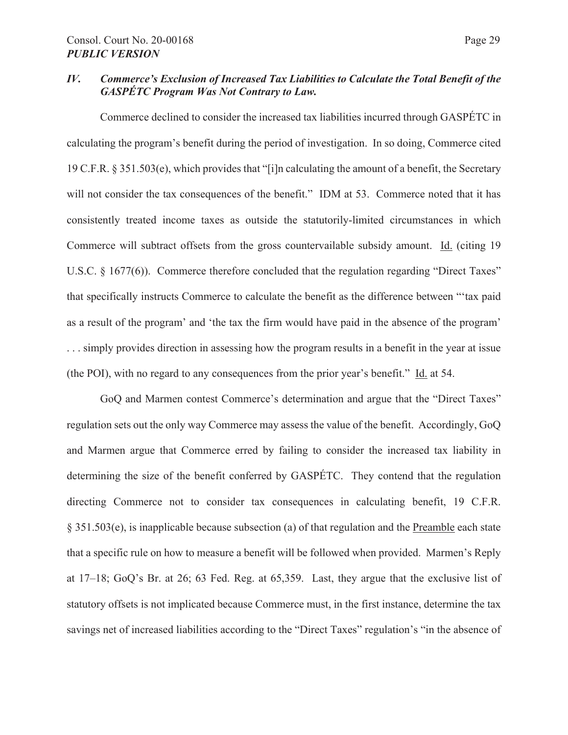### *IV. Commerce's Exclusion of Increased Tax Liabilities to Calculate the Total Benefit of the GASPÉTC Program Was Not Contrary to Law.*

Commerce declined to consider the increased tax liabilities incurred through GASPÉTC in calculating the program's benefit during the period of investigation. In so doing, Commerce cited 19 C.F.R. § 351.503(e), which provides that "[i]n calculating the amount of a benefit, the Secretary will not consider the tax consequences of the benefit." IDM at 53. Commerce noted that it has consistently treated income taxes as outside the statutorily-limited circumstances in which Commerce will subtract offsets from the gross countervailable subsidy amount. Id. (citing 19 U.S.C. § 1677(6)). Commerce therefore concluded that the regulation regarding "Direct Taxes" that specifically instructs Commerce to calculate the benefit as the difference between "'tax paid as a result of the program' and 'the tax the firm would have paid in the absence of the program' . . . simply provides direction in assessing how the program results in a benefit in the year at issue (the POI), with no regard to any consequences from the prior year's benefit." Id. at 54.

GoQ and Marmen contest Commerce's determination and argue that the "Direct Taxes" regulation sets out the only way Commerce may assess the value of the benefit. Accordingly, GoQ and Marmen argue that Commerce erred by failing to consider the increased tax liability in determining the size of the benefit conferred by GASPÉTC. They contend that the regulation directing Commerce not to consider tax consequences in calculating benefit, 19 C.F.R. § 351.503(e), is inapplicable because subsection (a) of that regulation and the Preamble each state that a specific rule on how to measure a benefit will be followed when provided. Marmen's Reply at 17–18; GoQ's Br. at 26; 63 Fed. Reg. at 65,359. Last, they argue that the exclusive list of statutory offsets is not implicated because Commerce must, in the first instance, determine the tax savings net of increased liabilities according to the "Direct Taxes" regulation's "in the absence of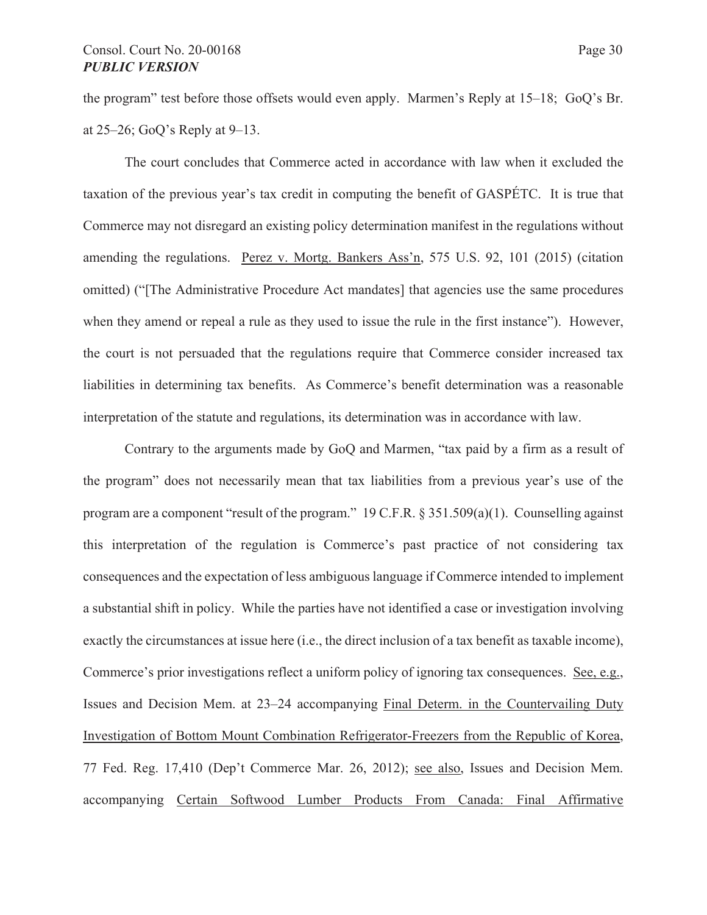the program" test before those offsets would even apply. Marmen's Reply at 15–18; GoQ's Br. at 25–26; GoQ's Reply at 9–13.

The court concludes that Commerce acted in accordance with law when it excluded the taxation of the previous year's tax credit in computing the benefit of GASPÉTC. It is true that Commerce may not disregard an existing policy determination manifest in the regulations without amending the regulations. Perez v. Mortg. Bankers Ass'n, 575 U.S. 92, 101 (2015) (citation omitted) ("[The Administrative Procedure Act mandates] that agencies use the same procedures when they amend or repeal a rule as they used to issue the rule in the first instance"). However, the court is not persuaded that the regulations require that Commerce consider increased tax liabilities in determining tax benefits. As Commerce's benefit determination was a reasonable interpretation of the statute and regulations, its determination was in accordance with law.

Contrary to the arguments made by GoQ and Marmen, "tax paid by a firm as a result of the program" does not necessarily mean that tax liabilities from a previous year's use of the program are a component "result of the program." 19 C.F.R. § 351.509(a)(1). Counselling against this interpretation of the regulation is Commerce's past practice of not considering tax consequences and the expectation of less ambiguous language if Commerce intended to implement a substantial shift in policy. While the parties have not identified a case or investigation involving exactly the circumstances at issue here (i.e., the direct inclusion of a tax benefit as taxable income), Commerce's prior investigations reflect a uniform policy of ignoring tax consequences. See, e.g., Issues and Decision Mem. at 23–24 accompanying Final Determ. in the Countervailing Duty Investigation of Bottom Mount Combination Refrigerator-Freezers from the Republic of Korea, 77 Fed. Reg. 17,410 (Dep't Commerce Mar. 26, 2012); see also, Issues and Decision Mem. accompanying Certain Softwood Lumber Products From Canada: Final Affirmative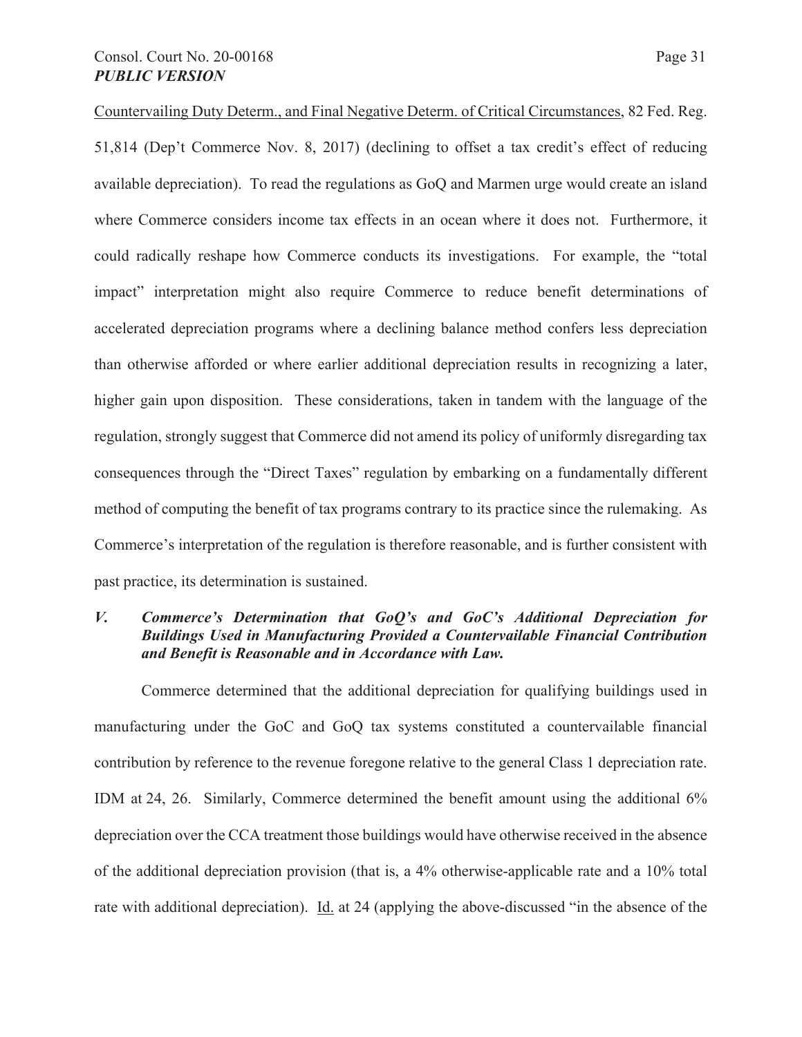Countervailing Duty Determ., and Final Negative Determ. of Critical Circumstances, 82 Fed. Reg. 51,814 (Dep't Commerce Nov. 8, 2017) (declining to offset a tax credit's effect of reducing available depreciation). To read the regulations as GoQ and Marmen urge would create an island where Commerce considers income tax effects in an ocean where it does not. Furthermore, it could radically reshape how Commerce conducts its investigations. For example, the "total impact" interpretation might also require Commerce to reduce benefit determinations of accelerated depreciation programs where a declining balance method confers less depreciation than otherwise afforded or where earlier additional depreciation results in recognizing a later, higher gain upon disposition. These considerations, taken in tandem with the language of the regulation, strongly suggest that Commerce did not amend its policy of uniformly disregarding tax consequences through the "Direct Taxes" regulation by embarking on a fundamentally different method of computing the benefit of tax programs contrary to its practice since the rulemaking. As Commerce's interpretation of the regulation is therefore reasonable, and is further consistent with past practice, its determination is sustained.

### *V. Commerce's Determination that GoQ's and GoC's Additional Depreciation for Buildings Used in Manufacturing Provided a Countervailable Financial Contribution and Benefit is Reasonable and in Accordance with Law.*

Commerce determined that the additional depreciation for qualifying buildings used in manufacturing under the GoC and GoQ tax systems constituted a countervailable financial contribution by reference to the revenue foregone relative to the general Class 1 depreciation rate. IDM at 24, 26. Similarly, Commerce determined the benefit amount using the additional 6% depreciation over the CCA treatment those buildings would have otherwise received in the absence of the additional depreciation provision (that is, a 4% otherwise-applicable rate and a 10% total rate with additional depreciation). Id. at 24 (applying the above-discussed "in the absence of the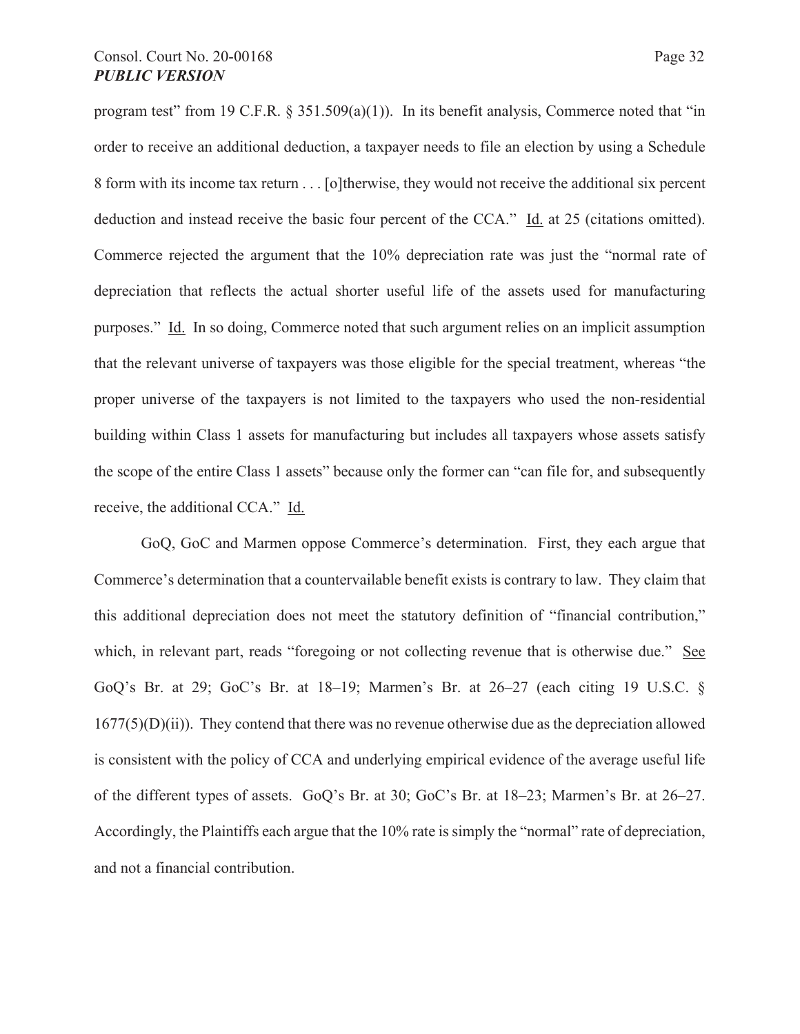program test" from 19 C.F.R. § 351.509(a)(1)). In its benefit analysis, Commerce noted that "in order to receive an additional deduction, a taxpayer needs to file an election by using a Schedule 8 form with its income tax return . . . [o]therwise, they would not receive the additional six percent deduction and instead receive the basic four percent of the CCA." Id. at 25 (citations omitted). Commerce rejected the argument that the 10% depreciation rate was just the "normal rate of depreciation that reflects the actual shorter useful life of the assets used for manufacturing purposes." Id. In so doing, Commerce noted that such argument relies on an implicit assumption that the relevant universe of taxpayers was those eligible for the special treatment, whereas "the proper universe of the taxpayers is not limited to the taxpayers who used the non-residential building within Class 1 assets for manufacturing but includes all taxpayers whose assets satisfy the scope of the entire Class 1 assets" because only the former can "can file for, and subsequently receive, the additional CCA." Id.

GoQ, GoC and Marmen oppose Commerce's determination. First, they each argue that Commerce's determination that a countervailable benefit exists is contrary to law. They claim that this additional depreciation does not meet the statutory definition of "financial contribution," which, in relevant part, reads "foregoing or not collecting revenue that is otherwise due." See GoQ's Br. at 29; GoC's Br. at 18–19; Marmen's Br. at 26–27 (each citing 19 U.S.C. § 1677(5)(D)(ii)). They contend that there was no revenue otherwise due as the depreciation allowed is consistent with the policy of CCA and underlying empirical evidence of the average useful life of the different types of assets. GoQ's Br. at 30; GoC's Br. at 18–23; Marmen's Br. at 26–27. Accordingly, the Plaintiffs each argue that the 10% rate is simply the "normal" rate of depreciation, and not a financial contribution.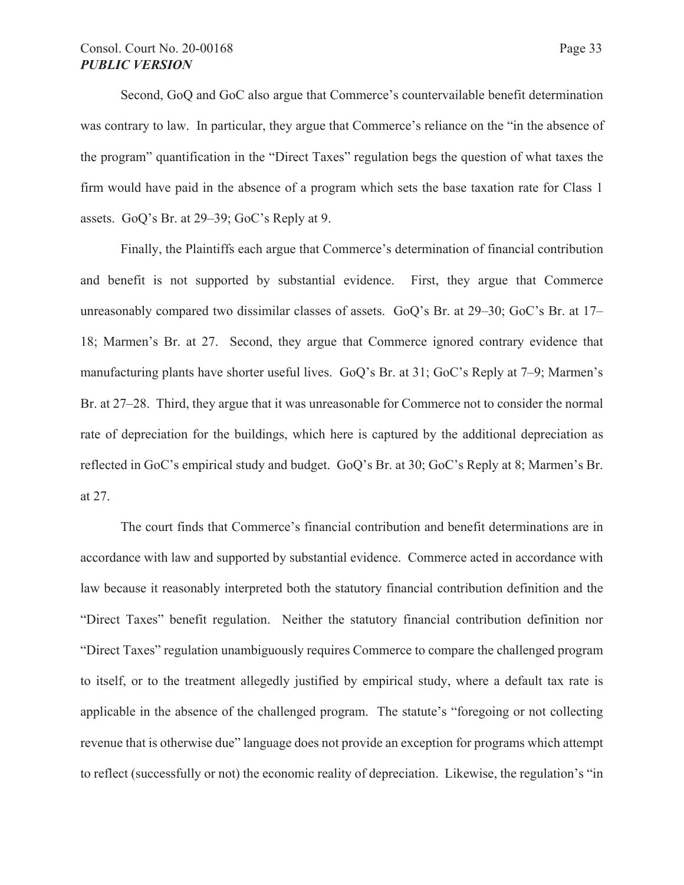Second, GoQ and GoC also argue that Commerce's countervailable benefit determination was contrary to law. In particular, they argue that Commerce's reliance on the "in the absence of the program" quantification in the "Direct Taxes" regulation begs the question of what taxes the firm would have paid in the absence of a program which sets the base taxation rate for Class 1 assets. GoQ's Br. at 29–39; GoC's Reply at 9.

Finally, the Plaintiffs each argue that Commerce's determination of financial contribution and benefit is not supported by substantial evidence. First, they argue that Commerce unreasonably compared two dissimilar classes of assets. GoQ's Br. at 29–30; GoC's Br. at 17–18; Marmen's Br. at 27. Second, they argue that Commerce ignored contrary evidence that manufacturing plants have shorter useful lives. GoQ's Br. at 31; GoC's Reply at 7–9; Marmen's Br. at 27–28. Third, they argue that it was unreasonable for Commerce not to consider the normal rate of depreciation for the buildings, which here is captured by the additional depreciation as reflected in GoC's empirical study and budget. GoQ's Br. at 30; GoC's Reply at 8; Marmen's Br. at 27.

The court finds that Commerce's financial contribution and benefit determinations are in accordance with law and supported by substantial evidence. Commerce acted in accordance with law because it reasonably interpreted both the statutory financial contribution definition and the "Direct Taxes" benefit regulation. Neither the statutory financial contribution definition nor "Direct Taxes" regulation unambiguously requires Commerce to compare the challenged program to itself, or to the treatment allegedly justified by empirical study, where a default tax rate is applicable in the absence of the challenged program. The statute's "foregoing or not collecting revenue that is otherwise due" language does not provide an exception for programs which attempt to reflect (successfully or not) the economic reality of depreciation. Likewise, the regulation's "in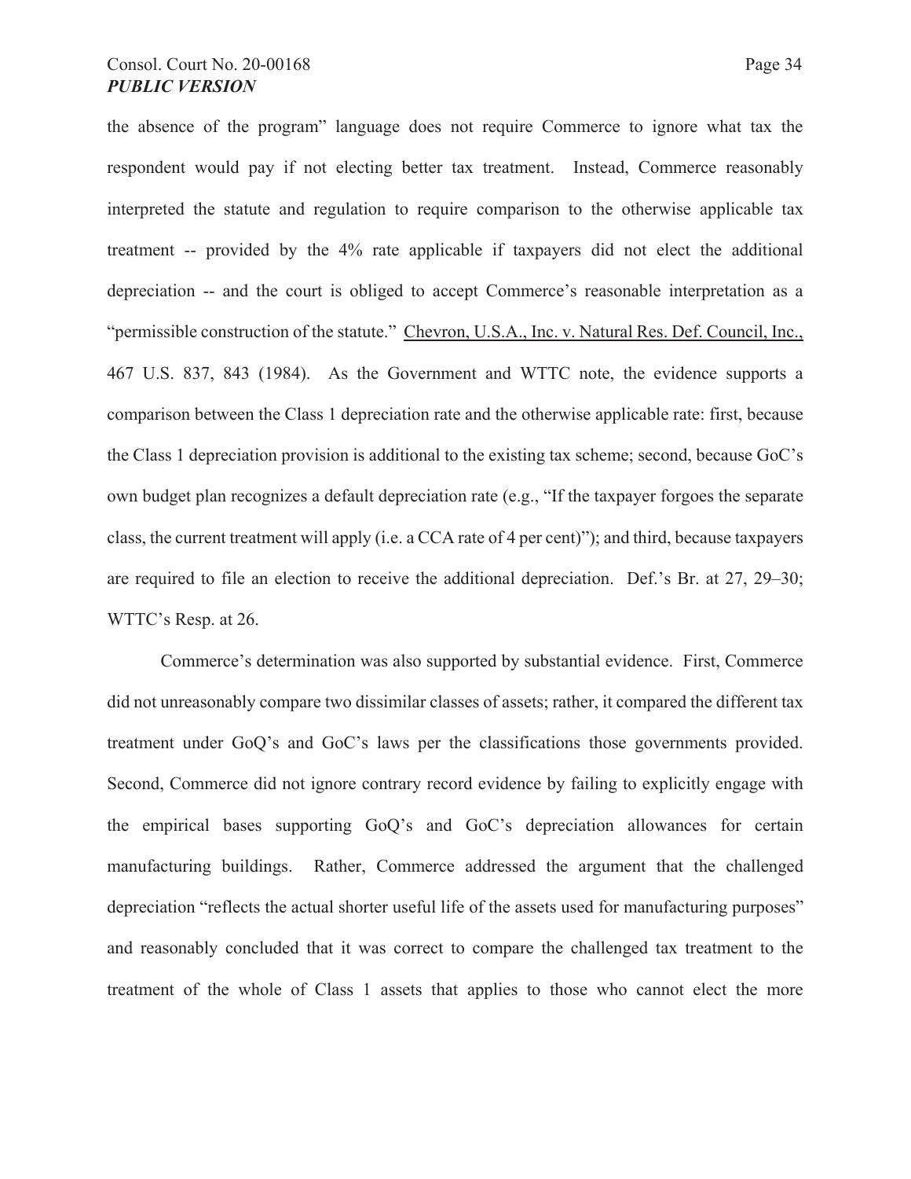the absence of the program" language does not require Commerce to ignore what tax the respondent would pay if not electing better tax treatment. Instead, Commerce reasonably interpreted the statute and regulation to require comparison to the otherwise applicable tax treatment -- provided by the 4% rate applicable if taxpayers did not elect the additional depreciation -- and the court is obliged to accept Commerce's reasonable interpretation as a "permissible construction of the statute." Chevron, U.S.A., Inc. v. Natural Res. Def. Council, Inc., 467 U.S. 837, 843 (1984). As the Government and WTTC note, the evidence supports a comparison between the Class 1 depreciation rate and the otherwise applicable rate: first, because the Class 1 depreciation provision is additional to the existing tax scheme; second, because GoC's own budget plan recognizes a default depreciation rate (e.g., "If the taxpayer forgoes the separate class, the current treatment will apply (i.e. a CCA rate of 4 per cent)"); and third, because taxpayers are required to file an election to receive the additional depreciation. Def.'s Br. at 27, 29–30; WTTC's Resp. at 26.

Commerce's determination was also supported by substantial evidence. First, Commerce did not unreasonably compare two dissimilar classes of assets; rather, it compared the different tax treatment under GoQ's and GoC's laws per the classifications those governments provided. Second, Commerce did not ignore contrary record evidence by failing to explicitly engage with the empirical bases supporting GoQ's and GoC's depreciation allowances for certain manufacturing buildings. Rather, Commerce addressed the argument that the challenged depreciation "reflects the actual shorter useful life of the assets used for manufacturing purposes" and reasonably concluded that it was correct to compare the challenged tax treatment to the treatment of the whole of Class 1 assets that applies to those who cannot elect the more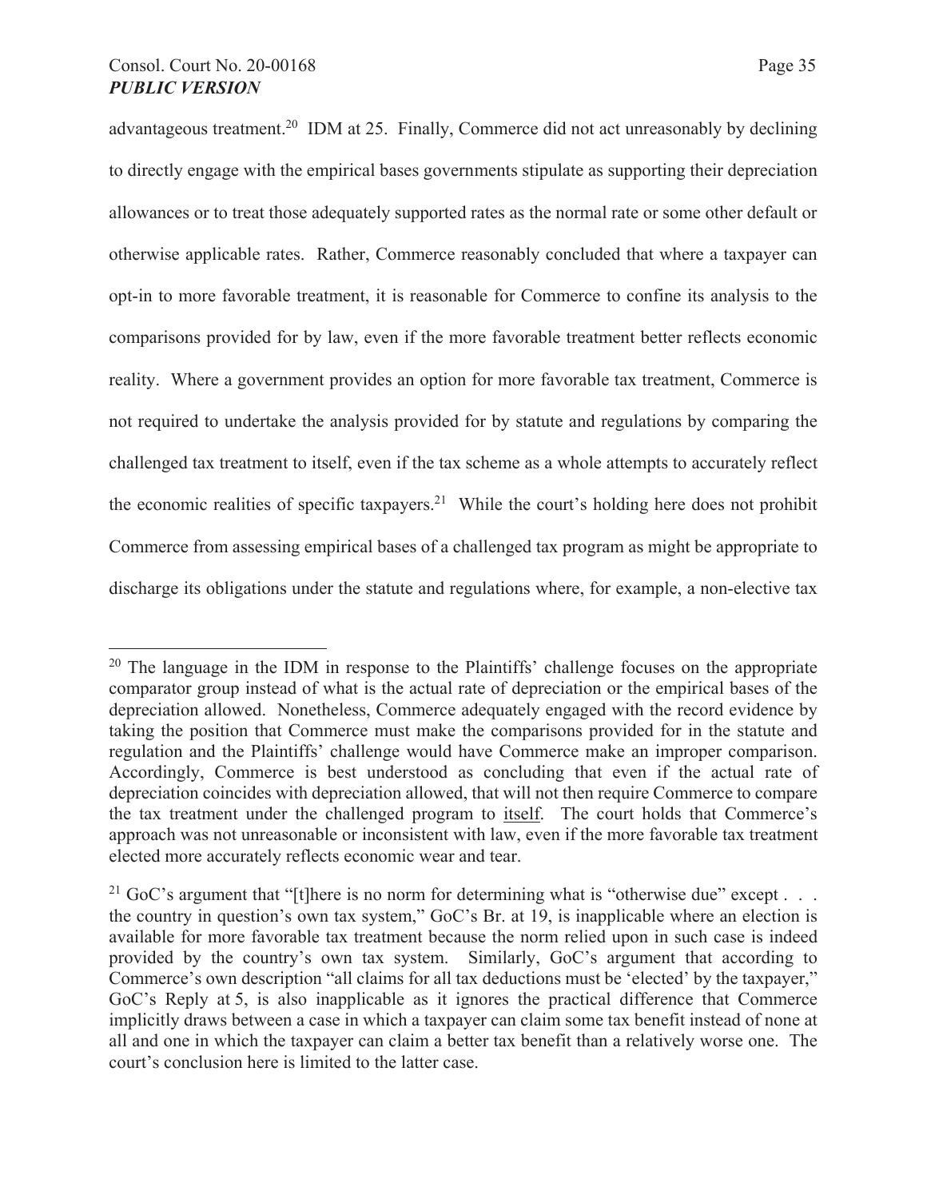advantageous treatment.[20] IDM at 25. Finally, Commerce did not act unreasonably by declining to directly engage with the empirical bases governments stipulate as supporting their depreciation allowances or to treat those adequately supported rates as the normal rate or some other default or otherwise applicable rates. Rather, Commerce reasonably concluded that where a taxpayer can opt-in to more favorable treatment, it is reasonable for Commerce to confine its analysis to the comparisons provided for by law, even if the more favorable treatment better reflects economic reality. Where a government provides an option for more favorable tax treatment, Commerce is not required to undertake the analysis provided for by statute and regulations by comparing the challenged tax treatment to itself, even if the tax scheme as a whole attempts to accurately reflect the economic realities of specific taxpayers.[21] While the court's holding here does not prohibit Commerce from assessing empirical bases of a challenged tax program as might be appropriate to discharge its obligations under the statute and regulations where, for example, a non-elective tax

---

[20] The language in the IDM in response to the Plaintiffs' challenge focuses on the appropriate comparator group instead of what is the actual rate of depreciation or the empirical bases of the depreciation allowed. Nonetheless, Commerce adequately engaged with the record evidence by taking the position that Commerce must make the comparisons provided for in the statute and regulation and the Plaintiffs' challenge would have Commerce make an improper comparison. Accordingly, Commerce is best understood as concluding that even if the actual rate of depreciation coincides with depreciation allowed, that will not then require Commerce to compare the tax treatment under the challenged program to itself. The court holds that Commerce's approach was not unreasonable or inconsistent with law, even if the more favorable tax treatment elected more accurately reflects economic wear and tear.

[21] GoC's argument that "[t]here is no norm for determining what is "otherwise due" except . . . the country in question's own tax system," GoC's Br. at 19, is inapplicable where an election is available for more favorable tax treatment because the norm relied upon in such case is indeed provided by the country's own tax system. Similarly, GoC's argument that according to Commerce's own description "all claims for all tax deductions must be 'elected' by the taxpayer," GoC's Reply at 5, is also inapplicable as it ignores the practical difference that Commerce implicitly draws between a case in which a taxpayer can claim some tax benefit instead of none at all and one in which the taxpayer can claim a better tax benefit than a relatively worse one. The court's conclusion here is limited to the latter case.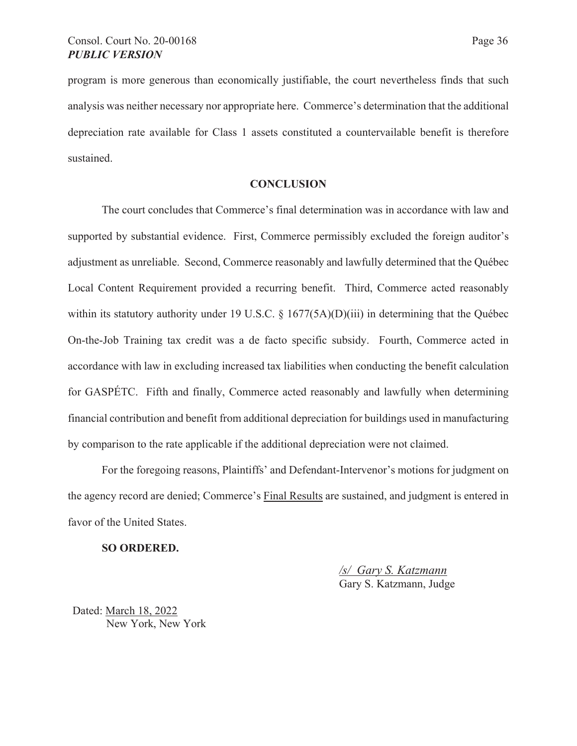program is more generous than economically justifiable, the court nevertheless finds that such analysis was neither necessary nor appropriate here. Commerce's determination that the additional depreciation rate available for Class 1 assets constituted a countervailable benefit is therefore sustained.

**CONCLUSION**

The court concludes that Commerce's final determination was in accordance with law and supported by substantial evidence. First, Commerce permissibly excluded the foreign auditor's adjustment as unreliable. Second, Commerce reasonably and lawfully determined that the Québec Local Content Requirement provided a recurring benefit. Third, Commerce acted reasonably within its statutory authority under 19 U.S.C. § 1677(5A)(D)(iii) in determining that the Québec On-the-Job Training tax credit was a de facto specific subsidy. Fourth, Commerce acted in accordance with law in excluding increased tax liabilities when conducting the benefit calculation for GASPÉTC. Fifth and finally, Commerce acted reasonably and lawfully when determining financial contribution and benefit from additional depreciation for buildings used in manufacturing by comparison to the rate applicable if the additional depreciation were not claimed.

For the foregoing reasons, Plaintiffs' and Defendant-Intervenor's motions for judgment on the agency record are denied; Commerce's Final Results are sustained, and judgment is entered in favor of the United States.

**SO ORDERED.**

*/s/ Gary S. Katzmann*
Gary S. Katzmann, Judge

Dated: March 18, 2022
New York, New York